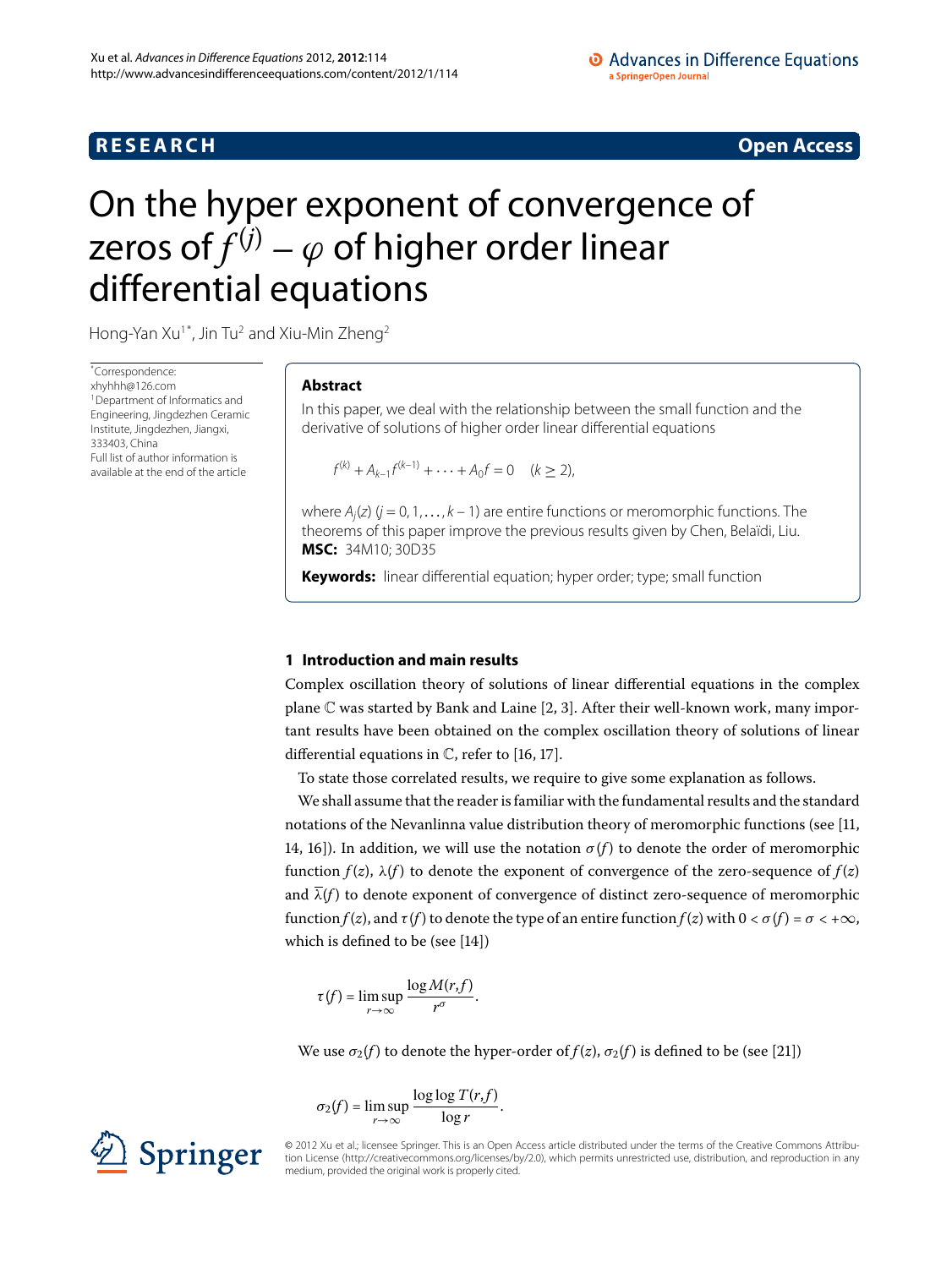**RESEARCH** **Open Access**

# On the hyper exponent of convergence of zeros of $f^{(j)} - \varphi$ of higher order linear differential equations

Hong-Yan Xu[1*], Jin Tu[2] and Xiu-Min Zheng[2]

*Correspondence: xhyhhh@126.com
[1]Department of Informatics and Engineering, Jingdezhen Ceramic Institute, Jingdezhen, Jiangxi, 333403, China
Full list of author information is available at the end of the article

## Abstract

In this paper, we deal with the relationship between the small function and the derivative of solutions of higher order linear differential equations

$$f^{(k)} + A_{k-1}f^{(k-1)} + \cdots + A_0 f = 0 \quad (k \geq 2),$$

where $A_j(z)$ ($j = 0, 1, \ldots, k-1$) are entire functions or meromorphic functions. The theorems of this paper improve the previous results given by Chen, Belaïdi, Liu.

**MSC:** 34M10; 30D35

**Keywords:** linear differential equation; hyper order; type; small function

## 1 Introduction and main results

Complex oscillation theory of solutions of linear differential equations in the complex plane $\mathbb{C}$ was started by Bank and Laine [2, 3]. After their well-known work, many important results have been obtained on the complex oscillation theory of solutions of linear differential equations in $\mathbb{C}$, refer to [16, 17].

To state those correlated results, we require to give some explanation as follows.

We shall assume that the reader is familiar with the fundamental results and the standard notations of the Nevanlinna value distribution theory of meromorphic functions (see [11, 14, 16]). In addition, we will use the notation $\sigma(f)$ to denote the order of meromorphic function $f(z)$, $\lambda(f)$ to denote the exponent of convergence of the zero-sequence of $f(z)$ and $\overline{\lambda}(f)$ to denote exponent of convergence of distinct zero-sequence of meromorphic function $f(z)$, and $\tau(f)$ to denote the type of an entire function $f(z)$ with $0 < \sigma(f) = \sigma < +\infty$, which is defined to be (see [14])

$$\tau(f) = \limsup_{r\to\infty} \frac{\log M(r,f)}{r^{\sigma}}.$$

We use $\sigma_2(f)$ to denote the hyper-order of $f(z)$, $\sigma_2(f)$ is defined to be (see [21])

$$\sigma_2(f) = \limsup_{r\to\infty} \frac{\log\log T(r,f)}{\log r}.$$

© 2012 Xu et al.; licensee Springer. This is an Open Access article distributed under the terms of the Creative Commons Attribution License (http://creativecommons.org/licenses/by/2.0), which permits unrestricted use, distribution, and reproduction in any medium, provided the original work is properly cited.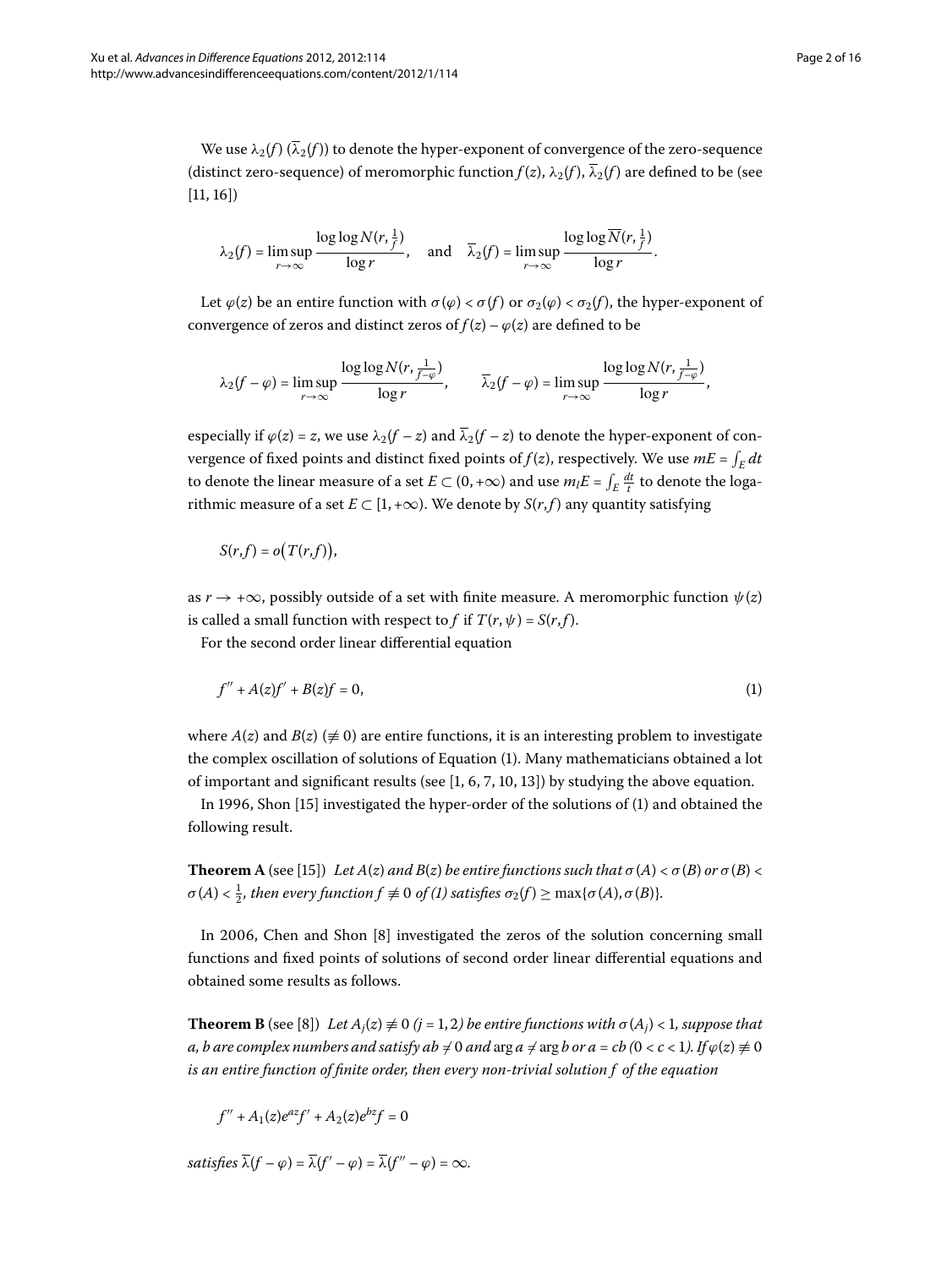We use $\lambda_2(f)$ ($\overline{\lambda}_2(f)$) to denote the hyper-exponent of convergence of the zero-sequence (distinct zero-sequence) of meromorphic function $f(z)$, $\lambda_2(f)$, $\overline{\lambda}_2(f)$ are defined to be (see [11, 16])

$$\lambda_2(f) = \limsup_{r\to\infty} \frac{\log\log N(r,\frac{1}{f})}{\log r}, \quad \text{and} \quad \overline{\lambda}_2(f) = \limsup_{r\to\infty} \frac{\log\log \overline{N}(r,\frac{1}{f})}{\log r}.$$

Let $\varphi(z)$ be an entire function with $\sigma(\varphi) < \sigma(f)$ or $\sigma_2(\varphi) < \sigma_2(f)$, the hyper-exponent of convergence of zeros and distinct zeros of $f(z) - \varphi(z)$ are defined to be

$$\lambda_2(f-\varphi) = \limsup_{r\to\infty} \frac{\log\log N(r,\frac{1}{f-\varphi})}{\log r}, \qquad \overline{\lambda}_2(f-\varphi) = \limsup_{r\to\infty} \frac{\log\log N(r,\frac{1}{f-\varphi})}{\log r},$$

especially if $\varphi(z) = z$, we use $\lambda_2(f-z)$ and $\overline{\lambda}_2(f-z)$ to denote the hyper-exponent of convergence of fixed points and distinct fixed points of $f(z)$, respectively. We use $mE = \int_E dt$ to denote the linear measure of a set $E \subset (0,+\infty)$ and use $m_lE = \int_E \frac{dt}{t}$ to denote the logarithmic measure of a set $E \subset [1,+\infty)$. We denote by $S(r,f)$ any quantity satisfying

$$S(r,f) = o\big(T(r,f)\big),$$

as $r \to +\infty$, possibly outside of a set with finite measure. A meromorphic function $\psi(z)$ is called a small function with respect to $f$ if $T(r,\psi) = S(r,f)$.

For the second order linear differential equation

$$f'' + A(z)f' + B(z)f = 0, \tag{1}$$

where $A(z)$ and $B(z)$ ($\not\equiv 0$) are entire functions, it is an interesting problem to investigate the complex oscillation of solutions of Equation (1). Many mathematicians obtained a lot of important and significant results (see [1, 6, 7, 10, 13]) by studying the above equation.

In 1996, Shon [15] investigated the hyper-order of the solutions of (1) and obtained the following result.

**Theorem A** (see [15]) *Let $A(z)$ and $B(z)$ be entire functions such that $\sigma(A) < \sigma(B)$ or $\sigma(B) < \sigma(A) < \frac{1}{2}$, then every function $f \not\equiv 0$ of (1) satisfies $\sigma_2(f) \geq \max\{\sigma(A), \sigma(B)\}$.*

In 2006, Chen and Shon [8] investigated the zeros of the solution concerning small functions and fixed points of solutions of second order linear differential equations and obtained some results as follows.

**Theorem B** (see [8]) *Let $A_j(z) \not\equiv 0$ ($j = 1, 2$) be entire functions with $\sigma(A_j) < 1$, suppose that $a$, $b$ are complex numbers and satisfy $ab \neq 0$ and $\arg a \neq \arg b$ or $a = cb$ ($0 < c < 1$). If $\varphi(z) \not\equiv 0$ is an entire function of finite order, then every non-trivial solution $f$ of the equation*

$$f'' + A_1(z)e^{az}f' + A_2(z)e^{bz}f = 0$$

*satisfies $\overline{\lambda}(f-\varphi) = \overline{\lambda}(f'-\varphi) = \overline{\lambda}(f''-\varphi) = \infty$.*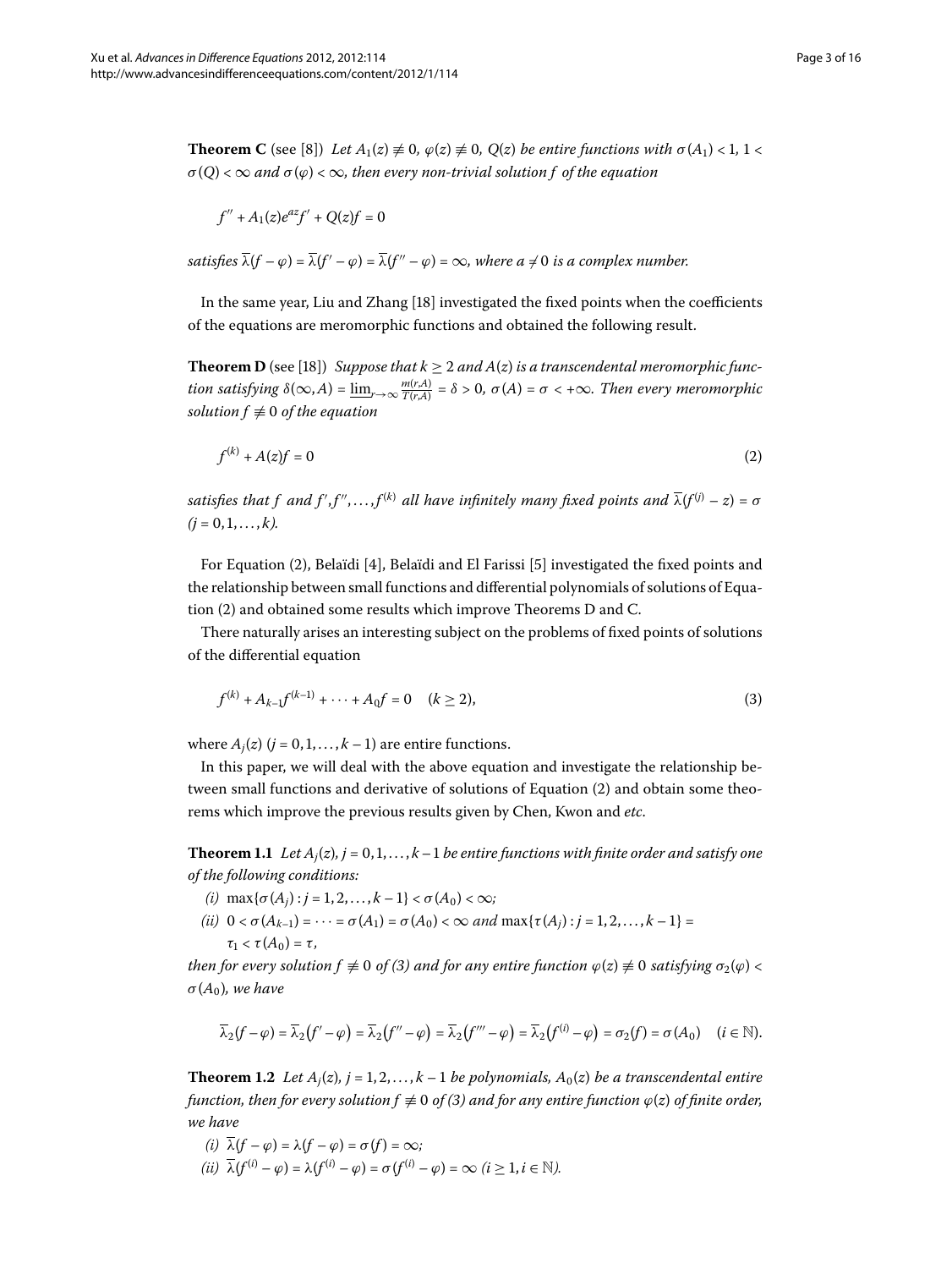**Theorem C** (see [8]) *Let $A_1(z) \not\equiv 0$, $\varphi(z) \not\equiv 0$, $Q(z)$ be entire functions with $\sigma(A_1) < 1$, $1 < \sigma(Q) < \infty$ and $\sigma(\varphi) < \infty$, then every non-trivial solution $f$ of the equation*

$$f'' + A_1(z)e^{az}f' + Q(z)f = 0$$

*satisfies $\overline{\lambda}(f - \varphi) = \overline{\lambda}(f' - \varphi) = \overline{\lambda}(f'' - \varphi) = \infty$, where $a \neq 0$ is a complex number.*

In the same year, Liu and Zhang [18] investigated the fixed points when the coefficients of the equations are meromorphic functions and obtained the following result.

**Theorem D** (see [18]) *Suppose that $k \geq 2$ and $A(z)$ is a transcendental meromorphic function satisfying $\delta(\infty, A) = \underline{\lim}_{r\to\infty} \frac{m(r,A)}{T(r,A)} = \delta > 0$, $\sigma(A) = \sigma < +\infty$. Then every meromorphic solution $f \not\equiv 0$ of the equation*

$$f^{(k)} + A(z)f = 0 \tag{2}$$

*satisfies that $f$ and $f', f'', \ldots, f^{(k)}$ all have infinitely many fixed points and $\overline{\lambda}(f^{(j)} - z) = \sigma$ $(j = 0, 1, \ldots, k)$.*

For Equation (2), Belaïdi [4], Belaïdi and El Farissi [5] investigated the fixed points and the relationship between small functions and differential polynomials of solutions of Equation (2) and obtained some results which improve Theorems D and C.

There naturally arises an interesting subject on the problems of fixed points of solutions of the differential equation

$$f^{(k)} + A_{k-1}f^{(k-1)} + \cdots + A_0 f = 0 \quad (k \geq 2), \tag{3}$$

where $A_j(z)$ $(j = 0, 1, \ldots, k-1)$ are entire functions.

In this paper, we will deal with the above equation and investigate the relationship between small functions and derivative of solutions of Equation (2) and obtain some theorems which improve the previous results given by Chen, Kwon and *etc*.

**Theorem 1.1** *Let $A_j(z)$, $j = 0, 1, \ldots, k-1$ be entire functions with finite order and satisfy one of the following conditions:*

*(i)* $\max\{\sigma(A_j) : j = 1, 2, \ldots, k-1\} < \sigma(A_0) < \infty$*;*

*(ii)* $0 < \sigma(A_{k-1}) = \cdots = \sigma(A_1) = \sigma(A_0) < \infty$ *and* $\max\{\tau(A_j) : j = 1, 2, \ldots, k-1\} = \tau_1 < \tau(A_0) = \tau$*,*

*then for every solution $f \not\equiv 0$ of (3) and for any entire function $\varphi(z) \not\equiv 0$ satisfying $\sigma_2(\varphi) < \sigma(A_0)$, we have*

$$\overline{\lambda}_2(f - \varphi) = \overline{\lambda}_2\big(f' - \varphi\big) = \overline{\lambda}_2\big(f'' - \varphi\big) = \overline{\lambda}_2\big(f''' - \varphi\big) = \overline{\lambda}_2\big(f^{(i)} - \varphi\big) = \sigma_2(f) = \sigma(A_0) \quad (i \in \mathbb{N}).$$

**Theorem 1.2** *Let $A_j(z)$, $j = 1, 2, \ldots, k-1$ be polynomials, $A_0(z)$ be a transcendental entire function, then for every solution $f \not\equiv 0$ of (3) and for any entire function $\varphi(z)$ of finite order, we have*

*(i)* $\overline{\lambda}(f - \varphi) = \lambda(f - \varphi) = \sigma(f) = \infty$*;*

*(ii)* $\overline{\lambda}(f^{(i)} - \varphi) = \lambda(f^{(i)} - \varphi) = \sigma(f^{(i)} - \varphi) = \infty$ *$(i \geq 1, i \in \mathbb{N})$.*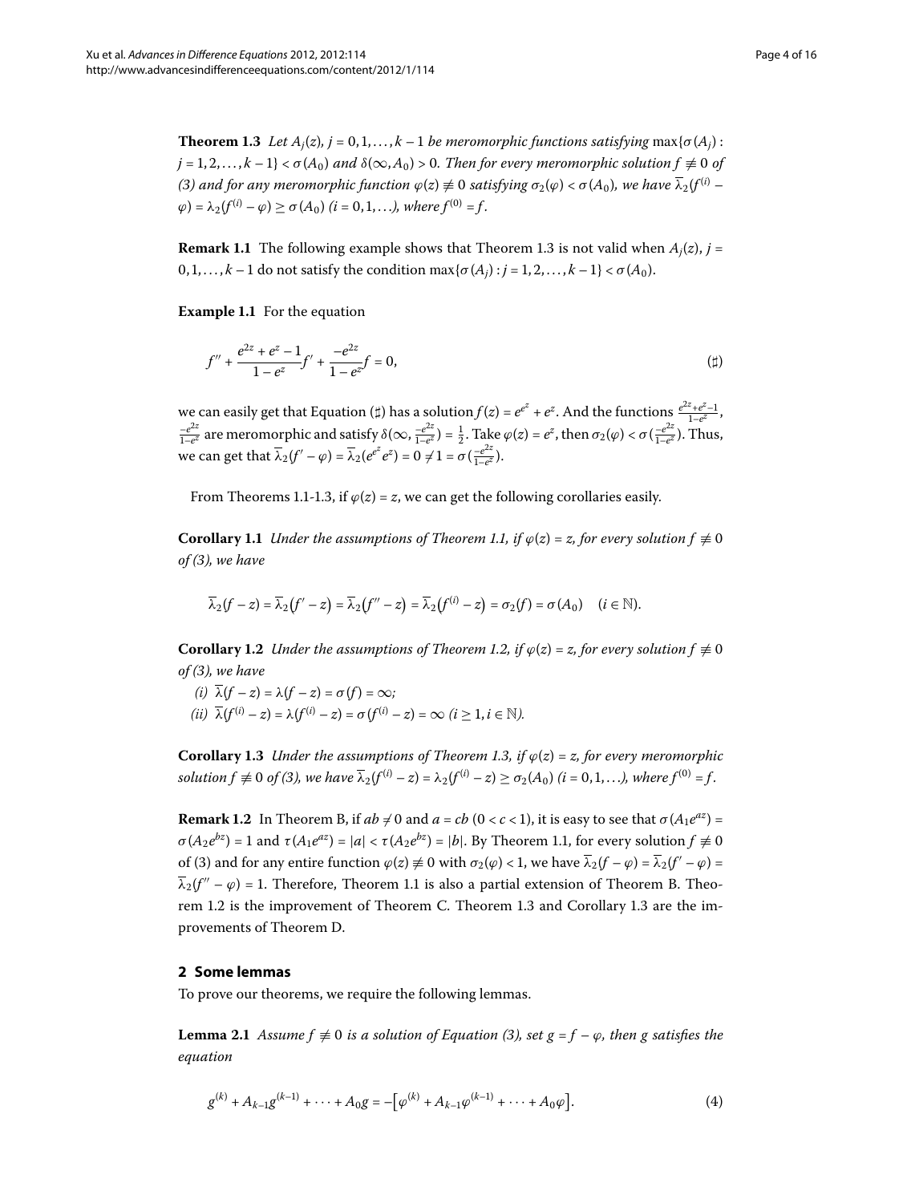**Theorem 1.3** *Let $A_j(z)$, $j = 0, 1, \ldots, k-1$ be meromorphic functions satisfying* $\max\{\sigma(A_j) : j = 1, 2, \ldots, k-1\} < \sigma(A_0)$ *and* $\delta(\infty, A_0) > 0$. *Then for every meromorphic solution $f \not\equiv 0$ of (3) and for any meromorphic function $\varphi(z) \not\equiv 0$ satisfying $\sigma_2(\varphi) < \sigma(A_0)$, we have $\overline{\lambda}_2(f^{(i)} - \varphi) = \lambda_2(f^{(i)} - \varphi) \geq \sigma(A_0)$ $(i = 0, 1, \ldots)$, where $f^{(0)} = f$.*

**Remark 1.1** The following example shows that Theorem 1.3 is not valid when $A_j(z)$, $j = 0, 1, \ldots, k-1$ do not satisfy the condition $\max\{\sigma(A_j) : j = 1, 2, \ldots, k-1\} < \sigma(A_0)$.

**Example 1.1** For the equation

$$f'' + \frac{e^{2z} + e^z - 1}{1 - e^z} f' + \frac{-e^{2z}}{1 - e^z} f = 0, \tag{$\sharp$}$$

we can easily get that Equation ($\sharp$) has a solution $f(z) = e^{e^z} + e^z$. And the functions $\frac{e^{2z}+e^z-1}{1-e^z}$, $\frac{-e^{2z}}{1-e^z}$ are meromorphic and satisfy $\delta(\infty, \frac{-e^{2z}}{1-e^z}) = \frac{1}{2}$. Take $\varphi(z) = e^z$, then $\sigma_2(\varphi) < \sigma(\frac{-e^{2z}}{1-e^z})$. Thus, we can get that $\overline{\lambda}_2(f' - \varphi) = \overline{\lambda}_2(e^{e^z} e^z) = 0 \neq 1 = \sigma(\frac{-e^{2z}}{1-e^z})$.

From Theorems 1.1-1.3, if $\varphi(z) = z$, we can get the following corollaries easily.

**Corollary 1.1** *Under the assumptions of Theorem 1.1, if $\varphi(z) = z$, for every solution $f \not\equiv 0$ of (3), we have*

$$\overline{\lambda}_2(f - z) = \overline{\lambda}_2(f' - z) = \overline{\lambda}_2(f'' - z) = \overline{\lambda}_2(f^{(i)} - z) = \sigma_2(f) = \sigma(A_0) \quad (i \in \mathbb{N}).$$

**Corollary 1.2** *Under the assumptions of Theorem 1.2, if $\varphi(z) = z$, for every solution $f \not\equiv 0$ of (3), we have*

*(i) $\overline{\lambda}(f - z) = \lambda(f - z) = \sigma(f) = \infty$;*

*(ii) $\overline{\lambda}(f^{(i)} - z) = \lambda(f^{(i)} - z) = \sigma(f^{(i)} - z) = \infty$ $(i \geq 1, i \in \mathbb{N})$.*

**Corollary 1.3** *Under the assumptions of Theorem 1.3, if $\varphi(z) = z$, for every meromorphic solution $f \not\equiv 0$ of (3), we have $\overline{\lambda}_2(f^{(i)} - z) = \lambda_2(f^{(i)} - z) \geq \sigma_2(A_0)$ $(i = 0, 1, \ldots)$, where $f^{(0)} = f$.*

**Remark 1.2** In Theorem B, if $ab \neq 0$ and $a = cb$ $(0 < c < 1)$, it is easy to see that $\sigma(A_1 e^{az}) = \sigma(A_2 e^{bz}) = 1$ and $\tau(A_1 e^{az}) = |a| < \tau(A_2 e^{bz}) = |b|$. By Theorem 1.1, for every solution $f \not\equiv 0$ of (3) and for any entire function $\varphi(z) \not\equiv 0$ with $\sigma_2(\varphi) < 1$, we have $\overline{\lambda}_2(f - \varphi) = \overline{\lambda}_2(f' - \varphi) = \overline{\lambda}_2(f'' - \varphi) = 1$. Therefore, Theorem 1.1 is also a partial extension of Theorem B. Theorem 1.2 is the improvement of Theorem C. Theorem 1.3 and Corollary 1.3 are the improvements of Theorem D.

## 2 Some lemmas

To prove our theorems, we require the following lemmas.

**Lemma 2.1** *Assume $f \not\equiv 0$ is a solution of Equation (3), set $g = f - \varphi$, then $g$ satisfies the equation*

$$g^{(k)} + A_{k-1} g^{(k-1)} + \cdots + A_0 g = -\left[\varphi^{(k)} + A_{k-1} \varphi^{(k-1)} + \cdots + A_0 \varphi\right]. \tag{4}$$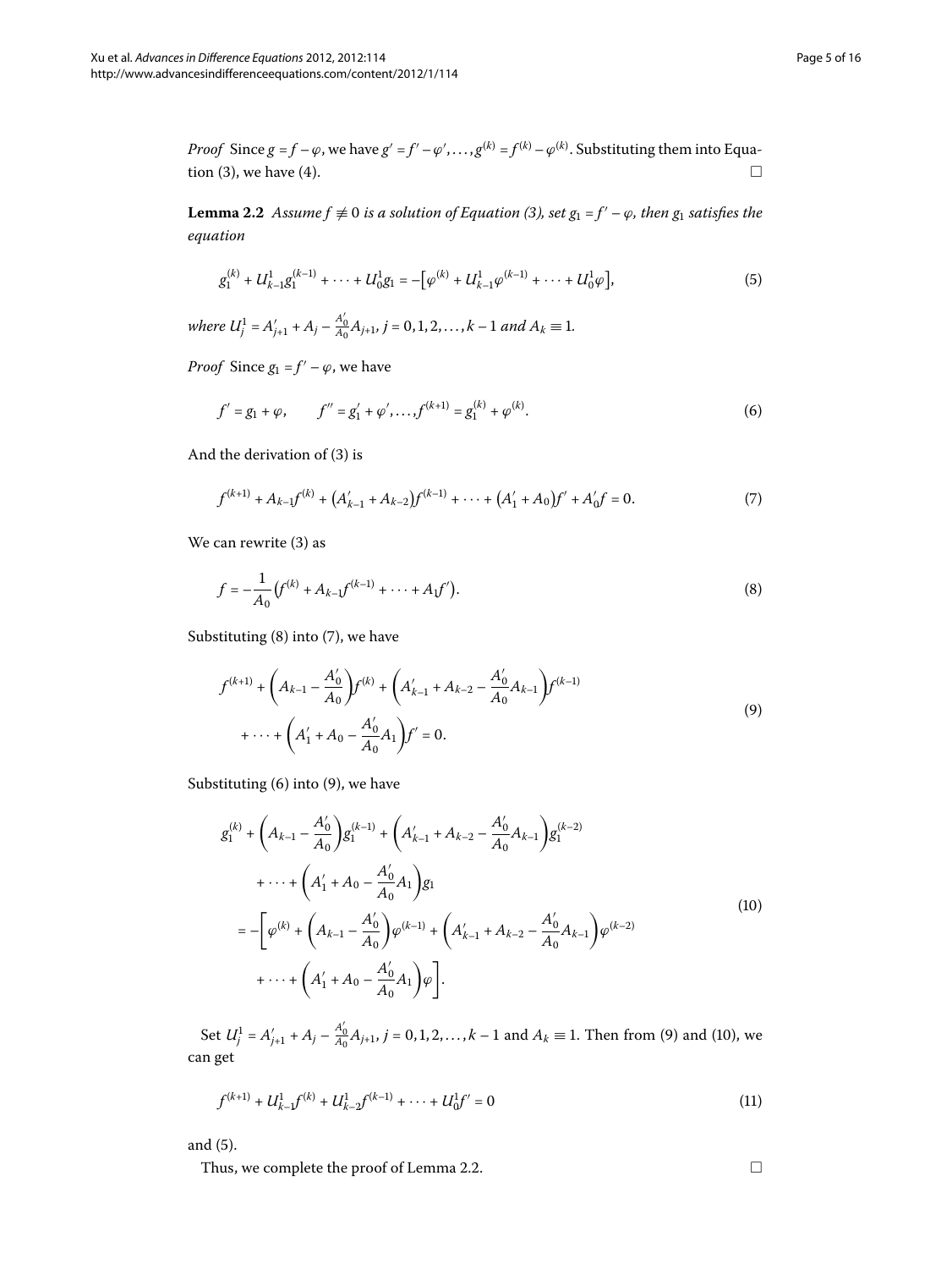*Proof* Since $g = f - \varphi$, we have $g' = f' - \varphi', \ldots, g^{(k)} = f^{(k)} - \varphi^{(k)}$. Substituting them into Equation (3), we have (4). □

**Lemma 2.2** *Assume $f \not\equiv 0$ is a solution of Equation (3), set $g_1 = f' - \varphi$, then $g_1$ satisfies the equation*

$$g_1^{(k)} + U_{k-1}^1 g_1^{(k-1)} + \cdots + U_0^1 g_1 = -\left[\varphi^{(k)} + U_{k-1}^1 \varphi^{(k-1)} + \cdots + U_0^1 \varphi\right], \tag{5}$$

*where $U_j^1 = A'_{j+1} + A_j - \frac{A'_0}{A_0} A_{j+1}$, $j = 0, 1, 2, \ldots, k-1$ and $A_k \equiv 1$.*

*Proof* Since $g_1 = f' - \varphi$, we have

$$f' = g_1 + \varphi, \qquad f'' = g'_1 + \varphi', \ldots, f^{(k+1)} = g_1^{(k)} + \varphi^{(k)}. \tag{6}$$

And the derivation of (3) is

$$f^{(k+1)} + A_{k-1} f^{(k)} + \left(A'_{k-1} + A_{k-2}\right) f^{(k-1)} + \cdots + \left(A'_1 + A_0\right) f' + A'_0 f = 0. \tag{7}$$

We can rewrite (3) as

$$f = -\frac{1}{A_0}\left(f^{(k)} + A_{k-1} f^{(k-1)} + \cdots + A_1 f'\right). \tag{8}$$

Substituting (8) into (7), we have

$$\begin{aligned} &f^{(k+1)} + \left(A_{k-1} - \frac{A'_0}{A_0}\right) f^{(k)} + \left(A'_{k-1} + A_{k-2} - \frac{A'_0}{A_0} A_{k-1}\right) f^{(k-1)} \\ &\quad + \cdots + \left(A'_1 + A_0 - \frac{A'_0}{A_0} A_1\right) f' = 0. \end{aligned} \tag{9}$$

Substituting (6) into (9), we have

$$\begin{aligned} &g_1^{(k)} + \left(A_{k-1} - \frac{A'_0}{A_0}\right) g_1^{(k-1)} + \left(A'_{k-1} + A_{k-2} - \frac{A'_0}{A_0} A_{k-1}\right) g_1^{(k-2)} \\ &\quad + \cdots + \left(A'_1 + A_0 - \frac{A'_0}{A_0} A_1\right) g_1 \\ &= -\left[\varphi^{(k)} + \left(A_{k-1} - \frac{A'_0}{A_0}\right) \varphi^{(k-1)} + \left(A'_{k-1} + A_{k-2} - \frac{A'_0}{A_0} A_{k-1}\right) \varphi^{(k-2)} \right. \\ &\quad \left. + \cdots + \left(A'_1 + A_0 - \frac{A'_0}{A_0} A_1\right) \varphi\right]. \end{aligned} \tag{10}$$

Set $U_j^1 = A'_{j+1} + A_j - \frac{A'_0}{A_0} A_{j+1}$, $j = 0, 1, 2, \ldots, k-1$ and $A_k \equiv 1$. Then from (9) and (10), we can get

$$f^{(k+1)} + U_{k-1}^1 f^{(k)} + U_{k-2}^1 f^{(k-1)} + \cdots + U_0^1 f' = 0 \tag{11}$$

and (5).

Thus, we complete the proof of Lemma 2.2. □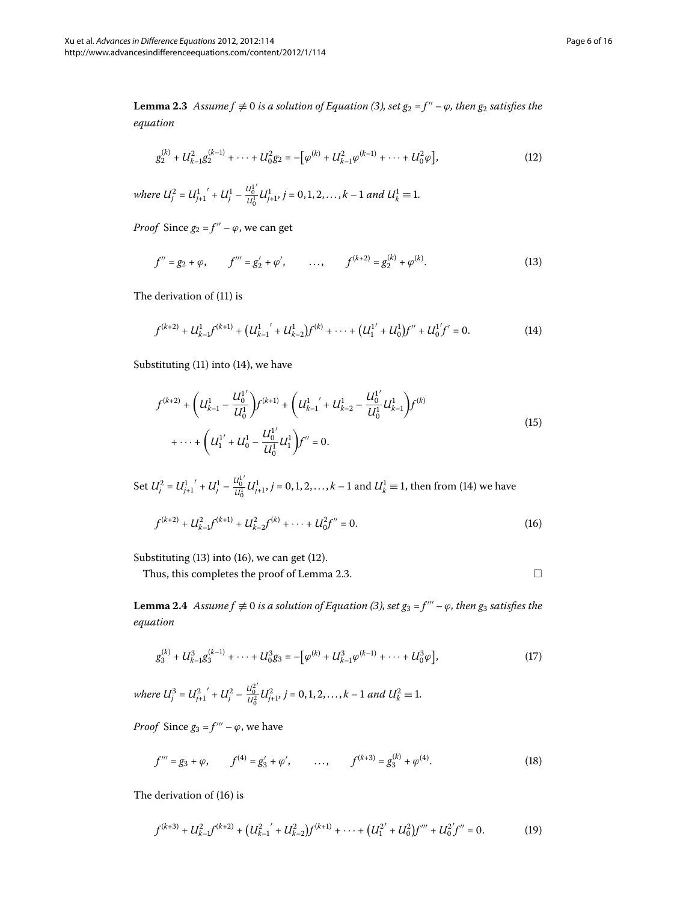**Lemma 2.3** *Assume $f \not\equiv 0$ is a solution of Equation (3), set $g_2 = f'' - \varphi$, then $g_2$ satisfies the equation*

$$g_2^{(k)} + U_{k-1}^2 g_2^{(k-1)} + \cdots + U_0^2 g_2 = -\left[\varphi^{(k)} + U_{k-1}^2 \varphi^{(k-1)} + \cdots + U_0^2 \varphi\right], \tag{12}$$

*where $U_j^2 = {U_{j+1}^1}' + U_j^1 - \frac{U_0^{1'}}{U_0^1} U_{j+1}^1$, $j = 0, 1, 2, \ldots, k-1$ and $U_k^1 \equiv 1$.*

*Proof* Since $g_2 = f'' - \varphi$, we can get

$$f'' = g_2 + \varphi, \qquad f''' = g_2' + \varphi', \qquad \ldots, \qquad f^{(k+2)} = g_2^{(k)} + \varphi^{(k)}. \tag{13}$$

The derivation of (11) is

$$f^{(k+2)} + U_{k-1}^1 f^{(k+1)} + \left({U_{k-1}^1}' + U_{k-2}^1\right) f^{(k)} + \cdots + \left(U_1^{1'} + U_0^1\right) f'' + U_0^{1'} f' = 0. \tag{14}$$

Substituting (11) into (14), we have

$$\begin{aligned} &f^{(k+2)} + \left(U_{k-1}^1 - \frac{U_0^{1'}}{U_0^1}\right) f^{(k+1)} + \left({U_{k-1}^1}' + U_{k-2}^1 - \frac{U_0^{1'}}{U_0^1} U_{k-1}^1\right) f^{(k)} \\ &\quad + \cdots + \left(U_1^{1'} + U_0^1 - \frac{U_0^{1'}}{U_0^1} U_1^1\right) f'' = 0. \end{aligned} \tag{15}$$

Set $U_j^2 = {U_{j+1}^1}' + U_j^1 - \frac{U_0^{1'}}{U_0^1} U_{j+1}^1$, $j = 0, 1, 2, \ldots, k-1$ and $U_k^1 \equiv 1$, then from (14) we have

$$f^{(k+2)} + U_{k-1}^2 f^{(k+1)} + U_{k-2}^2 f^{(k)} + \cdots + U_0^2 f'' = 0. \tag{16}$$

Substituting (13) into (16), we can get (12).

Thus, this completes the proof of Lemma 2.3. □

**Lemma 2.4** *Assume $f \not\equiv 0$ is a solution of Equation (3), set $g_3 = f''' - \varphi$, then $g_3$ satisfies the equation*

$$g_3^{(k)} + U_{k-1}^3 g_3^{(k-1)} + \cdots + U_0^3 g_3 = -\left[\varphi^{(k)} + U_{k-1}^3 \varphi^{(k-1)} + \cdots + U_0^3 \varphi\right], \tag{17}$$

*where $U_j^3 = {U_{j+1}^2}' + U_j^2 - \frac{U_0^{2'}}{U_0^2} U_{j+1}^2$, $j = 0, 1, 2, \ldots, k-1$ and $U_k^2 \equiv 1$.*

*Proof* Since $g_3 = f''' - \varphi$, we have

$$f''' = g_3 + \varphi, \qquad f^{(4)} = g_3' + \varphi', \qquad \ldots, \qquad f^{(k+3)} = g_3^{(k)} + \varphi^{(4)}. \tag{18}$$

The derivation of (16) is

$$f^{(k+3)} + U_{k-1}^2 f^{(k+2)} + \left({U_{k-1}^2}' + U_{k-2}^2\right) f^{(k+1)} + \cdots + \left(U_1^{2'} + U_0^2\right) f''' + U_0^{2'} f'' = 0. \tag{19}$$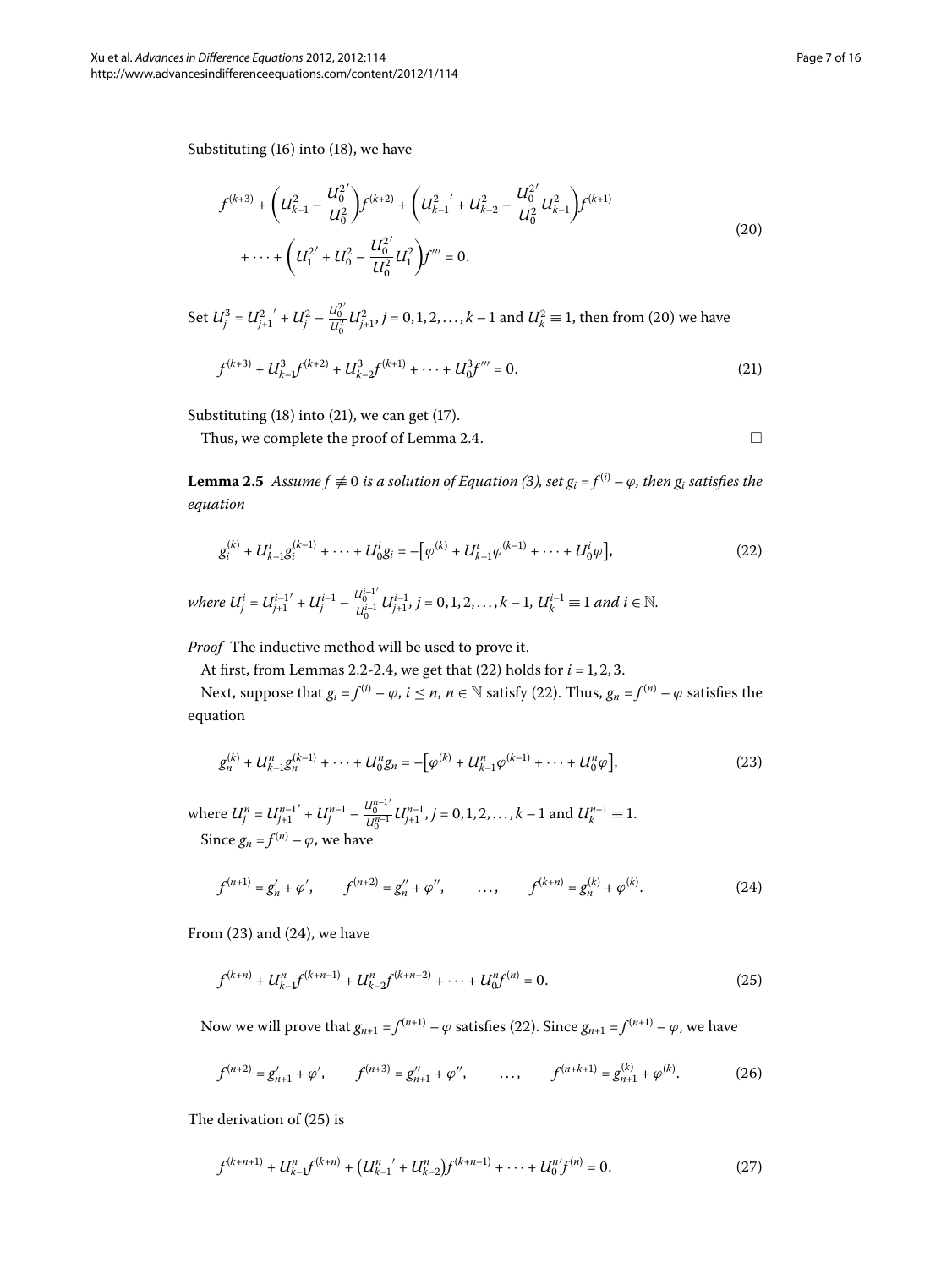Substituting (16) into (18), we have

$$f^{(k+3)} + \left(U_{k-1}^2 - \frac{U_0^{2'}}{U_0^2}\right) f^{(k+2)} + \left(U_{k-1}^{2}{}' + U_{k-2}^2 - \frac{U_0^{2'}}{U_0^2} U_{k-1}^2\right) f^{(k+1)} + \cdots + \left(U_1^{2'} + U_0^2 - \frac{U_0^{2'}}{U_0^2} U_1^2\right) f''' = 0. \tag{20}$$

Set $U_j^3 = U_{j+1}^{2}{}' + U_j^2 - \frac{U_0^{2'}}{U_0^2} U_{j+1}^2$, $j = 0, 1, 2, \ldots, k-1$ and $U_k^2 \equiv 1$, then from (20) we have

$$f^{(k+3)} + U_{k-1}^3 f^{(k+2)} + U_{k-2}^3 f^{(k+1)} + \cdots + U_0^3 f''' = 0. \tag{21}$$

Substituting (18) into (21), we can get (17).

Thus, we complete the proof of Lemma 2.4. □

**Lemma 2.5** *Assume $f \not\equiv 0$ is a solution of Equation (3), set $g_i = f^{(i)} - \varphi$, then $g_i$ satisfies the equation*

$$g_i^{(k)} + U_{k-1}^i g_i^{(k-1)} + \cdots + U_0^i g_i = -\left[\varphi^{(k)} + U_{k-1}^i \varphi^{(k-1)} + \cdots + U_0^i \varphi\right], \tag{22}$$

*where $U_j^i = U_{j+1}^{i-1}{}' + U_j^{i-1} - \frac{U_0^{i-1'}}{U_0^{i-1}} U_{j+1}^{i-1}$, $j = 0, 1, 2, \ldots, k-1$, $U_k^{i-1} \equiv 1$ and $i \in \mathbb{N}$.*

*Proof* The inductive method will be used to prove it.

At first, from Lemmas 2.2-2.4, we get that (22) holds for $i = 1, 2, 3$.

Next, suppose that $g_i = f^{(i)} - \varphi$, $i \leq n$, $n \in \mathbb{N}$ satisfy (22). Thus, $g_n = f^{(n)} - \varphi$ satisfies the equation

$$g_n^{(k)} + U_{k-1}^n g_n^{(k-1)} + \cdots + U_0^n g_n = -\left[\varphi^{(k)} + U_{k-1}^n \varphi^{(k-1)} + \cdots + U_0^n \varphi\right], \tag{23}$$

where $U_j^n = U_{j+1}^{n-1}{}' + U_j^{n-1} - \frac{U_0^{n-1'}}{U_0^{n-1}} U_{j+1}^{n-1}$, $j = 0, 1, 2, \ldots, k-1$ and $U_k^{n-1} \equiv 1$.

Since $g_n = f^{(n)} - \varphi$, we have

$$f^{(n+1)} = g_n' + \varphi', \qquad f^{(n+2)} = g_n'' + \varphi'', \qquad \ldots, \qquad f^{(k+n)} = g_n^{(k)} + \varphi^{(k)}. \tag{24}$$

From (23) and (24), we have

$$f^{(k+n)} + U_{k-1}^n f^{(k+n-1)} + U_{k-2}^n f^{(k+n-2)} + \cdots + U_0^n f^{(n)} = 0. \tag{25}$$

Now we will prove that $g_{n+1} = f^{(n+1)} - \varphi$ satisfies (22). Since $g_{n+1} = f^{(n+1)} - \varphi$, we have

$$f^{(n+2)} = g_{n+1}' + \varphi', \qquad f^{(n+3)} = g_{n+1}'' + \varphi'', \qquad \ldots, \qquad f^{(n+k+1)} = g_{n+1}^{(k)} + \varphi^{(k)}. \tag{26}$$

The derivation of (25) is

$$f^{(k+n+1)} + U_{k-1}^n f^{(k+n)} + \left(U_{k-1}^{n}{}' + U_{k-2}^n\right) f^{(k+n-1)} + \cdots + U_0^{n'} f^{(n)} = 0. \tag{27}$$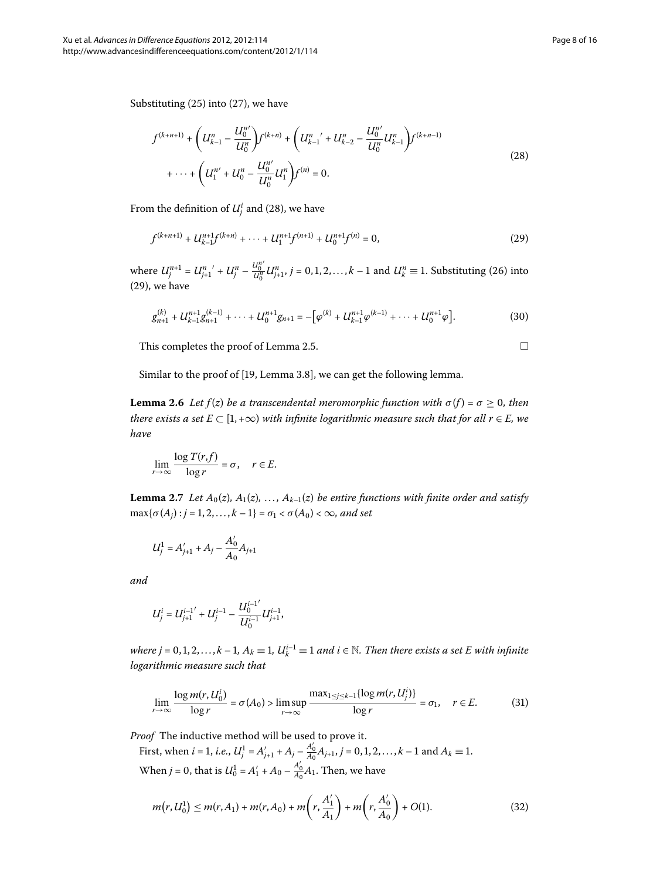Substituting (25) into (27), we have

$$f^{(k+n+1)} + \left(U_{k-1}^n - \frac{U_0^{n\prime}}{U_0^n}\right) f^{(k+n)} + \left(U_{k-1}^{n}{}' + U_{k-2}^n - \frac{U_0^{n\prime}}{U_0^n} U_{k-1}^n\right) f^{(k+n-1)} \\ + \cdots + \left(U_1^{n\prime} + U_0^n - \frac{U_0^{n\prime}}{U_0^n} U_1^n\right) f^{(n)} = 0. \tag{28}$$

From the definition of $U_j^i$ and (28), we have

$$f^{(k+n+1)} + U_{k-1}^{n+1} f^{(k+n)} + \cdots + U_1^{n+1} f^{(n+1)} + U_0^{n+1} f^{(n)} = 0, \tag{29}$$

where $U_j^{n+1} = U_{j+1}^{n}{}' + U_j^n - \frac{U_0^{n\prime}}{U_0^n} U_{j+1}^n$, $j = 0, 1, 2, \ldots, k-1$ and $U_k^n \equiv 1$. Substituting (26) into (29), we have

$$g_{n+1}^{(k)} + U_{k-1}^{n+1} g_{n+1}^{(k-1)} + \cdots + U_0^{n+1} g_{n+1} = -\left[\varphi^{(k)} + U_{k-1}^{n+1} \varphi^{(k-1)} + \cdots + U_0^{n+1} \varphi\right]. \tag{30}$$

This completes the proof of Lemma 2.5. □

Similar to the proof of [19, Lemma 3.8], we can get the following lemma.

**Lemma 2.6** *Let $f(z)$ be a transcendental meromorphic function with $\sigma(f) = \sigma \geq 0$, then there exists a set $E \subset [1, +\infty)$ with infinite logarithmic measure such that for all $r \in E$, we have*

$$\lim_{r \to \infty} \frac{\log T(r, f)}{\log r} = \sigma, \quad r \in E.$$

**Lemma 2.7** *Let $A_0(z), A_1(z), \ldots, A_{k-1}(z)$ be entire functions with finite order and satisfy $\max\{\sigma(A_j) : j = 1, 2, \ldots, k-1\} = \sigma_1 < \sigma(A_0) < \infty$, and set*

$$U_j^1 = A_{j+1}' + A_j - \frac{A_0'}{A_0} A_{j+1}$$

*and*

$$U_j^i = U_{j+1}^{i-1}{}' + U_j^{i-1} - \frac{U_0^{i-1}{}'}{U_0^{i-1}} U_{j+1}^{i-1},$$

*where $j = 0, 1, 2, \ldots, k-1$, $A_k \equiv 1$, $U_k^{i-1} \equiv 1$ and $i \in \mathbb{N}$. Then there exists a set $E$ with infinite logarithmic measure such that*

$$\lim_{r \to \infty} \frac{\log m(r, U_0^i)}{\log r} = \sigma(A_0) > \limsup_{r \to \infty} \frac{\max_{1 \leq j \leq k-1}\{\log m(r, U_j^i)\}}{\log r} = \sigma_1, \quad r \in E. \tag{31}$$

*Proof* The inductive method will be used to prove it.

First, when $i = 1$, *i.e.*, $U_j^1 = A_{j+1}' + A_j - \frac{A_0'}{A_0} A_{j+1}$, $j = 0, 1, 2, \ldots, k-1$ and $A_k \equiv 1$.

When $j = 0$, that is $U_0^1 = A_1' + A_0 - \frac{A_0'}{A_0} A_1$. Then, we have

$$m\left(r, U_0^1\right) \leq m(r, A_1) + m(r, A_0) + m\left(r, \frac{A_1'}{A_1}\right) + m\left(r, \frac{A_0'}{A_0}\right) + O(1). \tag{32}$$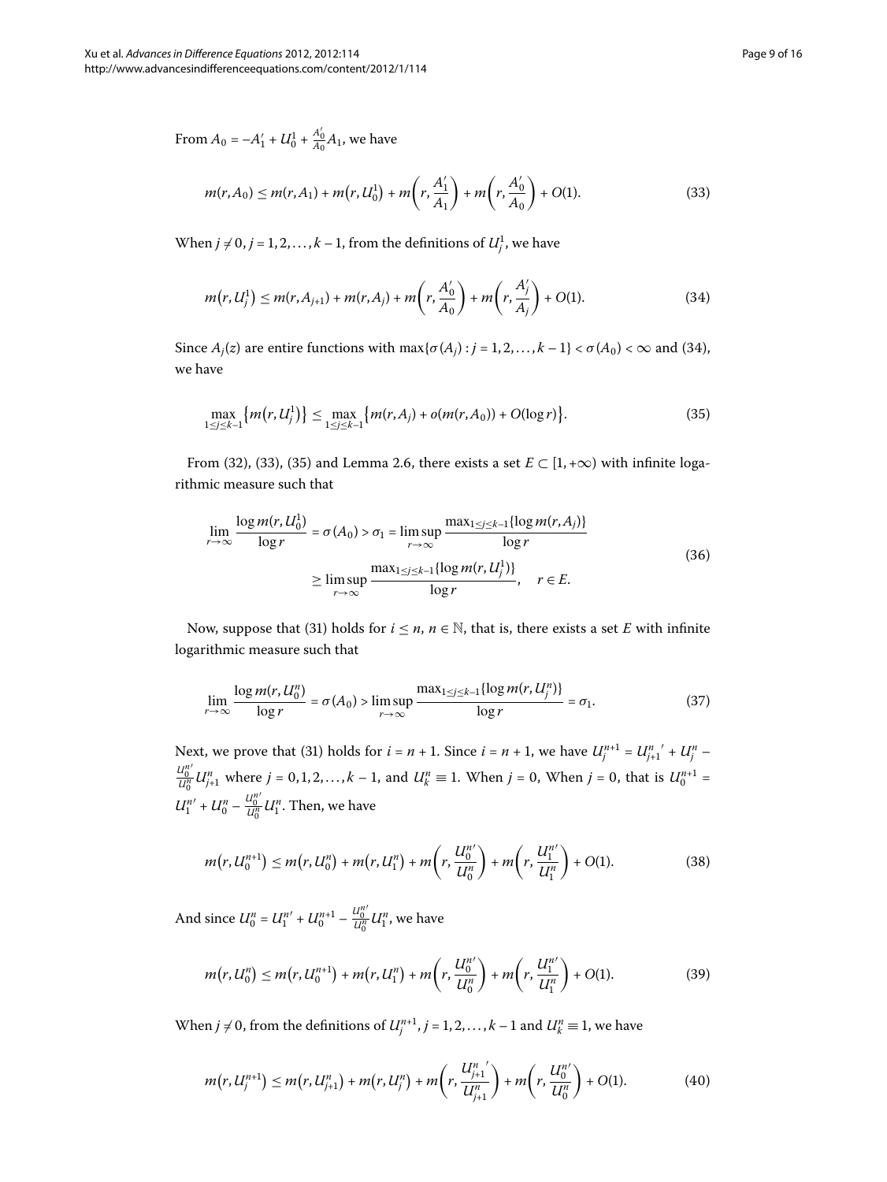From $A_0 = -A_1' + U_0^1 + \frac{A_0'}{A_0}A_1$, we have

$$m(r, A_0) \leq m(r, A_1) + m\left(r, U_0^1\right) + m\left(r, \frac{A_1'}{A_1}\right) + m\left(r, \frac{A_0'}{A_0}\right) + O(1). \tag{33}$$

When $j \neq 0$, $j = 1, 2, \ldots, k-1$, from the definitions of $U_j^1$, we have

$$m\left(r, U_j^1\right) \leq m(r, A_{j+1}) + m(r, A_j) + m\left(r, \frac{A_0'}{A_0}\right) + m\left(r, \frac{A_j'}{A_j}\right) + O(1). \tag{34}$$

Since $A_j(z)$ are entire functions with $\max\{\sigma(A_j) : j = 1, 2, \ldots, k-1\} < \sigma(A_0) < \infty$ and (34), we have

$$\max_{1 \leq j \leq k-1}\left\{m\left(r, U_j^1\right)\right\} \leq \max_{1 \leq j \leq k-1}\left\{m(r, A_j) + o(m(r, A_0)) + O(\log r)\right\}. \tag{35}$$

From (32), (33), (35) and Lemma 2.6, there exists a set $E \subset [1, +\infty)$ with infinite logarithmic measure such that

$$\begin{aligned}\lim_{r \to \infty} \frac{\log m(r, U_0^1)}{\log r} = \sigma(A_0) > \sigma_1 &= \limsup_{r \to \infty} \frac{\max_{1 \leq j \leq k-1}\{\log m(r, A_j)\}}{\log r} \\ &\geq \limsup_{r \to \infty} \frac{\max_{1 \leq j \leq k-1}\{\log m(r, U_j^1)\}}{\log r}, \quad r \in E.\end{aligned} \tag{36}$$

Now, suppose that (31) holds for $i \leq n$, $n \in \mathbb{N}$, that is, there exists a set $E$ with infinite logarithmic measure such that

$$\lim_{r \to \infty} \frac{\log m(r, U_0^n)}{\log r} = \sigma(A_0) > \limsup_{r \to \infty} \frac{\max_{1 \leq j \leq k-1}\{\log m(r, U_j^n)\}}{\log r} = \sigma_1. \tag{37}$$

Next, we prove that (31) holds for $i = n+1$. Since $i = n+1$, we have $U_j^{n+1} = {U_{j+1}^n}' + U_j^n - \frac{U_0^{n\prime}}{U_0^n}U_{j+1}^n$ where $j = 0, 1, 2, \ldots, k-1$, and $U_k^n \equiv 1$. When $j = 0$, When $j = 0$, that is $U_0^{n+1} = U_1^{n\prime} + U_0^n - \frac{U_0^{n\prime}}{U_0^n}U_1^n$. Then, we have

$$m\left(r, U_0^{n+1}\right) \leq m\left(r, U_0^n\right) + m\left(r, U_1^n\right) + m\left(r, \frac{U_0^{n\prime}}{U_0^n}\right) + m\left(r, \frac{U_1^{n\prime}}{U_1^n}\right) + O(1). \tag{38}$$

And since $U_0^n = U_1^{n\prime} + U_0^{n+1} - \frac{U_0^{n\prime}}{U_0^n}U_1^n$, we have

$$m\left(r, U_0^n\right) \leq m\left(r, U_0^{n+1}\right) + m\left(r, U_1^n\right) + m\left(r, \frac{U_0^{n\prime}}{U_0^n}\right) + m\left(r, \frac{U_1^{n\prime}}{U_1^n}\right) + O(1). \tag{39}$$

When $j \neq 0$, from the definitions of $U_j^{n+1}$, $j = 1, 2, \ldots, k-1$ and $U_k^n \equiv 1$, we have

$$m\left(r, U_j^{n+1}\right) \leq m\left(r, U_{j+1}^n\right) + m\left(r, U_j^n\right) + m\left(r, \frac{{U_{j+1}^n}'}{U_{j+1}^n}\right) + m\left(r, \frac{U_0^{n\prime}}{U_0^n}\right) + O(1). \tag{40}$$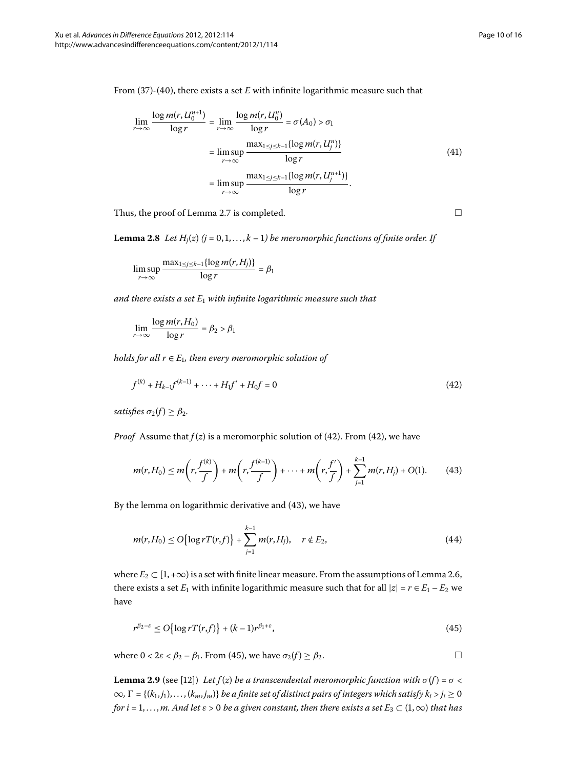From (37)-(40), there exists a set $E$ with infinite logarithmic measure such that

$$\lim_{r\to\infty}\frac{\log m(r,U_0^{n+1})}{\log r}=\lim_{r\to\infty}\frac{\log m(r,U_0^n)}{\log r}=\sigma(A_0)>\sigma_1$$
$$=\limsup_{r\to\infty}\frac{\max_{1\le j\le k-1}\{\log m(r,U_j^n)\}}{\log r}\tag{41}$$
$$=\limsup_{r\to\infty}\frac{\max_{1\le j\le k-1}\{\log m(r,U_j^{n+1})\}}{\log r}.$$

Thus, the proof of Lemma 2.7 is completed. □

**Lemma 2.8** *Let $H_j(z)$ $(j=0,1,\ldots,k-1)$ be meromorphic functions of finite order. If*

$$\limsup_{r\to\infty}\frac{\max_{1\le j\le k-1}\{\log m(r,H_j)\}}{\log r}=\beta_1$$

*and there exists a set $E_1$ with infinite logarithmic measure such that*

$$\lim_{r\to\infty}\frac{\log m(r,H_0)}{\log r}=\beta_2>\beta_1$$

*holds for all $r\in E_1$, then every meromorphic solution of*

$$f^{(k)}+H_{k-1}f^{(k-1)}+\cdots+H_1f'+H_0f=0\tag{42}$$

*satisfies $\sigma_2(f)\ge\beta_2$.*

*Proof* Assume that $f(z)$ is a meromorphic solution of (42). From (42), we have

$$m(r,H_0)\le m\left(r,\frac{f^{(k)}}{f}\right)+m\left(r,\frac{f^{(k-1)}}{f}\right)+\cdots+m\left(r,\frac{f'}{f}\right)+\sum_{j=1}^{k-1}m(r,H_j)+O(1).\tag{43}$$

By the lemma on logarithmic derivative and (43), we have

$$m(r,H_0)\le O\{\log rT(r,f)\}+\sum_{j=1}^{k-1}m(r,H_j),\quad r\notin E_2,\tag{44}$$

where $E_2\subset[1,+\infty)$ is a set with finite linear measure. From the assumptions of Lemma 2.6, there exists a set $E_1$ with infinite logarithmic measure such that for all $|z|=r\in E_1-E_2$ we have

$$r^{\beta_2-\varepsilon}\le O\{\log rT(r,f)\}+(k-1)r^{\beta_1+\varepsilon},\tag{45}$$

where $0<2\varepsilon<\beta_2-\beta_1$. From (45), we have $\sigma_2(f)\ge\beta_2$. □

**Lemma 2.9** (see [12]) *Let $f(z)$ be a transcendental meromorphic function with $\sigma(f)=\sigma<\infty$, $\Gamma=\{(k_1,j_1),\ldots,(k_m,j_m)\}$ be a finite set of distinct pairs of integers which satisfy $k_i>j_i\ge 0$ for $i=1,\ldots,m$. And let $\varepsilon>0$ be a given constant, then there exists a set $E_3\subset(1,\infty)$ that has*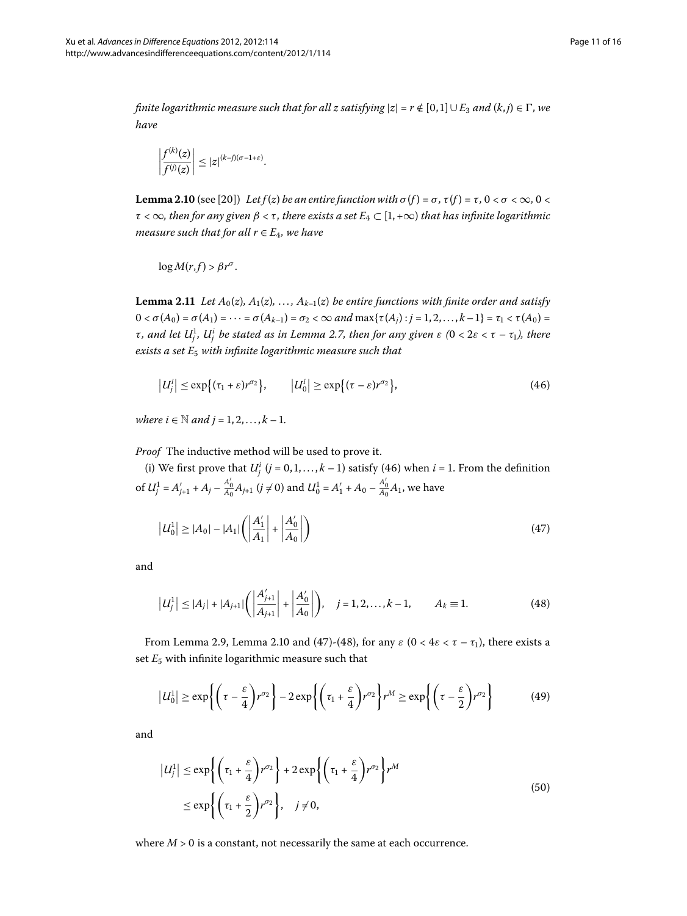*finite logarithmic measure such that for all z satisfying* $|z| = r \notin [0,1] \cup E_3$ *and* $(k,j) \in \Gamma$*, we have*

$$\left|\frac{f^{(k)}(z)}{f^{(j)}(z)}\right| \le |z|^{(k-j)(\sigma-1+\varepsilon)}.$$

**Lemma 2.10** (see [20]) *Let* $f(z)$ *be an entire function with* $\sigma(f) = \sigma$, $\tau(f) = \tau$, $0 < \sigma < \infty$, $0 < \tau < \infty$, *then for any given* $\beta < \tau$, *there exists a set* $E_4 \subset [1, +\infty)$ *that has infinite logarithmic measure such that for all* $r \in E_4$, *we have*

$$\log M(r,f) > \beta r^{\sigma}.$$

**Lemma 2.11** *Let* $A_0(z), A_1(z), \ldots, A_{k-1}(z)$ *be entire functions with finite order and satisfy* $0 < \sigma(A_0) = \sigma(A_1) = \cdots = \sigma(A_{k-1}) = \sigma_2 < \infty$ *and* $\max\{\tau(A_j) : j = 1, 2, \ldots, k-1\} = \tau_1 < \tau(A_0) = \tau$, *and let* $U_j^1$, $U_j^i$ *be stated as in Lemma 2.7, then for any given* $\varepsilon$ $(0 < 2\varepsilon < \tau - \tau_1)$, *there exists a set* $E_5$ *with infinite logarithmic measure such that*

$$\left|U_j^i\right| \le \exp\{(\tau_1 + \varepsilon) r^{\sigma_2}\}, \qquad \left|U_0^i\right| \ge \exp\{(\tau - \varepsilon) r^{\sigma_2}\}, \tag{46}$$

*where* $i \in \mathbb{N}$ *and* $j = 1, 2, \ldots, k-1$.

*Proof* The inductive method will be used to prove it.

(i) We first prove that $U_j^i$ $(j = 0, 1, \ldots, k-1)$ satisfy (46) when $i = 1$. From the definition of $U_j^1 = A'_{j+1} + A_j - \frac{A'_0}{A_0} A_{j+1}$ $(j \ne 0)$ and $U_0^1 = A'_1 + A_0 - \frac{A'_0}{A_0} A_1$, we have

$$\left|U_0^1\right| \ge |A_0| - |A_1| \left( \left|\frac{A'_1}{A_1}\right| + \left|\frac{A'_0}{A_0}\right| \right) \tag{47}$$

and

$$\left|U_j^1\right| \le |A_j| + |A_{j+1}| \left( \left|\frac{A'_{j+1}}{A_{j+1}}\right| + \left|\frac{A'_0}{A_0}\right| \right), \quad j = 1, 2, \ldots, k-1, \qquad A_k \equiv 1. \tag{48}$$

From Lemma 2.9, Lemma 2.10 and (47)-(48), for any $\varepsilon$ $(0 < 4\varepsilon < \tau - \tau_1)$, there exists a set $E_5$ with infinite logarithmic measure such that

$$\left|U_0^1\right| \ge \exp\left\{\left(\tau - \frac{\varepsilon}{4}\right) r^{\sigma_2}\right\} - 2\exp\left\{\left(\tau_1 + \frac{\varepsilon}{4}\right) r^{\sigma_2}\right\} r^M \ge \exp\left\{\left(\tau - \frac{\varepsilon}{2}\right) r^{\sigma_2}\right\} \tag{49}$$

and

$$\begin{aligned} \left|U_j^1\right| &\le \exp\left\{\left(\tau_1 + \frac{\varepsilon}{4}\right) r^{\sigma_2}\right\} + 2\exp\left\{\left(\tau_1 + \frac{\varepsilon}{4}\right) r^{\sigma_2}\right\} r^M \\ &\le \exp\left\{\left(\tau_1 + \frac{\varepsilon}{2}\right) r^{\sigma_2}\right\}, \quad j \ne 0, \end{aligned} \tag{50}$$

where $M > 0$ is a constant, not necessarily the same at each occurrence.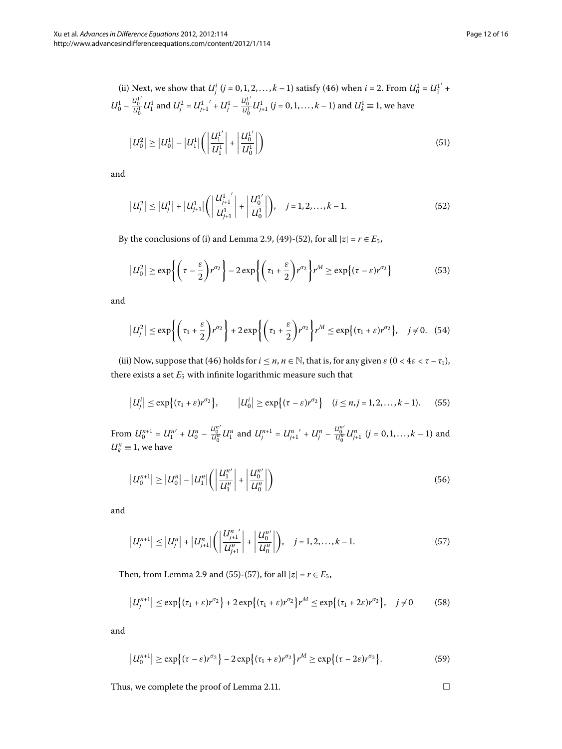(ii) Next, we show that $U_j^i$ $(j = 0, 1, 2, \ldots, k-1)$ satisfy (46) when $i = 2$. From $U_0^2 = U_1^{1'} + U_0^1 - \frac{U_0^{1'}}{U_0^1} U_1^1$ and $U_j^2 = {U_{j+1}^1}' + U_j^1 - \frac{U_0^{1'}}{U_0^1} U_{j+1}^1$ $(j = 0, 1, \ldots, k-1)$ and $U_k^1 \equiv 1$, we have

$$\left|U_0^2\right| \geq \left|U_0^1\right| - \left|U_1^1\right| \left( \left| \frac{U_1^{1'}}{U_1^1} \right| + \left| \frac{U_0^{1'}}{U_0^1} \right| \right) \tag{51}$$

and

$$\left|U_j^2\right| \leq \left|U_j^1\right| + \left|U_{j+1}^1\right| \left( \left| \frac{{U_{j+1}^1}'}{U_{j+1}^1} \right| + \left| \frac{U_0^{1'}}{U_0^1} \right| \right), \quad j = 1, 2, \ldots, k-1. \tag{52}$$

By the conclusions of (i) and Lemma 2.9, (49)-(52), for all $|z| = r \in E_5$,

$$\left|U_0^2\right| \geq \exp\left\{\left(\tau - \frac{\varepsilon}{2}\right) r^{\sigma_2}\right\} - 2 \exp\left\{\left(\tau_1 + \frac{\varepsilon}{2}\right) r^{\sigma_2}\right\} r^M \geq \exp\left\{(\tau - \varepsilon) r^{\sigma_2}\right\} \tag{53}$$

and

$$\left|U_j^2\right| \leq \exp\left\{\left(\tau_1 + \frac{\varepsilon}{2}\right) r^{\sigma_2}\right\} + 2 \exp\left\{\left(\tau_1 + \frac{\varepsilon}{2}\right) r^{\sigma_2}\right\} r^M \leq \exp\left\{(\tau_1 + \varepsilon) r^{\sigma_2}\right\}, \quad j \neq 0. \tag{54}$$

(iii) Now, suppose that (46) holds for $i \leq n$, $n \in \mathbb{N}$, that is, for any given $\varepsilon$ $(0 < 4\varepsilon < \tau - \tau_1)$, there exists a set $E_5$ with infinite logarithmic measure such that

$$\left|U_j^i\right| \leq \exp\left\{(\tau_1 + \varepsilon) r^{\sigma_2}\right\}, \qquad \left|U_0^i\right| \geq \exp\left\{(\tau - \varepsilon) r^{\sigma_2}\right\} \quad (i \leq n, j = 1, 2, \ldots, k-1). \tag{55}$$

From $U_0^{n+1} = U_1^{n'} + U_0^n - \frac{U_0^{n'}}{U_0^n} U_1^n$ and $U_j^{n+1} = {U_{j+1}^n}' + U_j^n - \frac{U_0^{n'}}{U_0^n} U_{j+1}^n$ $(j = 0, 1, \ldots, k-1)$ and $U_k^n \equiv 1$, we have

$$\left|U_0^{n+1}\right| \geq \left|U_0^n\right| - \left|U_1^n\right| \left( \left| \frac{U_1^{n'}}{U_1^n} \right| + \left| \frac{U_0^{n'}}{U_0^n} \right| \right) \tag{56}$$

and

$$\left|U_j^{n+1}\right| \leq \left|U_j^n\right| + \left|U_{j+1}^n\right| \left( \left| \frac{{U_{j+1}^n}'}{U_{j+1}^n} \right| + \left| \frac{U_0^{n'}}{U_0^n} \right| \right), \quad j = 1, 2, \ldots, k-1. \tag{57}$$

Then, from Lemma 2.9 and (55)-(57), for all $|z| = r \in E_5$,

$$\left|U_j^{n+1}\right| \leq \exp\left\{(\tau_1 + \varepsilon) r^{\sigma_2}\right\} + 2 \exp\left\{(\tau_1 + \varepsilon) r^{\sigma_2}\right\} r^M \leq \exp\left\{(\tau_1 + 2\varepsilon) r^{\sigma_2}\right\}, \quad j \neq 0 \tag{58}$$

and

$$\left|U_0^{n+1}\right| \geq \exp\left\{(\tau - \varepsilon) r^{\sigma_2}\right\} - 2 \exp\left\{(\tau_1 + \varepsilon) r^{\sigma_2}\right\} r^M \geq \exp\left\{(\tau - 2\varepsilon) r^{\sigma_2}\right\}. \tag{59}$$

Thus, we complete the proof of Lemma 2.11. □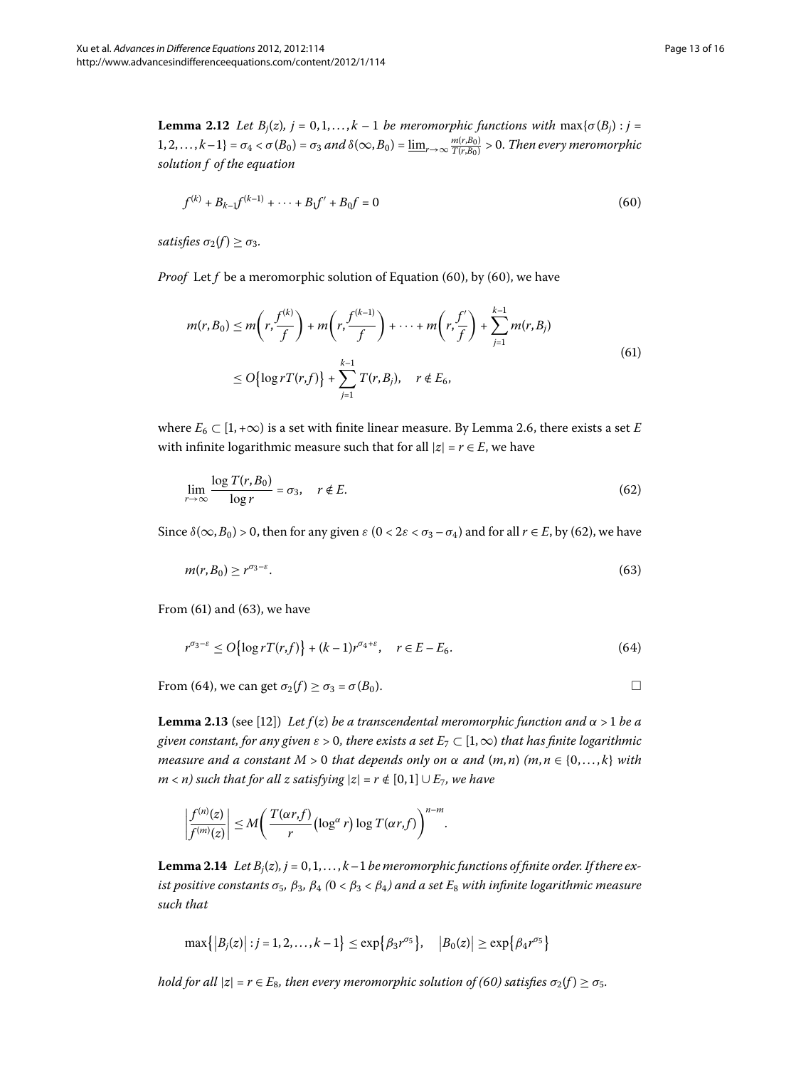**Lemma 2.12** *Let $B_j(z)$, $j = 0, 1, \ldots, k-1$ be meromorphic functions with $\max\{\sigma(B_j) : j = 1, 2, \ldots, k-1\} = \sigma_4 < \sigma(B_0) = \sigma_3$ and $\delta(\infty, B_0) = \underline{\lim}_{r\to\infty} \frac{m(r,B_0)}{T(r,B_0)} > 0$. Then every meromorphic solution $f$ of the equation*

$$f^{(k)} + B_{k-1}f^{(k-1)} + \cdots + B_1 f' + B_0 f = 0 \tag{60}$$

*satisfies $\sigma_2(f) \geq \sigma_3$.*

*Proof* Let $f$ be a meromorphic solution of Equation (60), by (60), we have

$$\begin{aligned} m(r, B_0) &\leq m\left(r, \frac{f^{(k)}}{f}\right) + m\left(r, \frac{f^{(k-1)}}{f}\right) + \cdots + m\left(r, \frac{f'}{f}\right) + \sum_{j=1}^{k-1} m(r, B_j) \\ &\leq O\{\log rT(r,f)\} + \sum_{j=1}^{k-1} T(r, B_j), \quad r \notin E_6, \end{aligned} \tag{61}$$

where $E_6 \subset [1, +\infty)$ is a set with finite linear measure. By Lemma 2.6, there exists a set $E$ with infinite logarithmic measure such that for all $|z| = r \in E$, we have

$$\lim_{r\to\infty} \frac{\log T(r, B_0)}{\log r} = \sigma_3, \quad r \notin E. \tag{62}$$

Since $\delta(\infty, B_0) > 0$, then for any given $\varepsilon$ $(0 < 2\varepsilon < \sigma_3 - \sigma_4)$ and for all $r \in E$, by (62), we have

$$m(r, B_0) \geq r^{\sigma_3 - \varepsilon}. \tag{63}$$

From (61) and (63), we have

$$r^{\sigma_3-\varepsilon} \leq O\{\log rT(r,f)\} + (k-1)r^{\sigma_4+\varepsilon}, \quad r \in E - E_6. \tag{64}$$

From (64), we can get $\sigma_2(f) \geq \sigma_3 = \sigma(B_0)$. □

**Lemma 2.13** (see [12]) *Let $f(z)$ be a transcendental meromorphic function and $\alpha > 1$ be a given constant, for any given $\varepsilon > 0$, there exists a set $E_7 \subset [1, \infty)$ that has finite logarithmic measure and a constant $M > 0$ that depends only on $\alpha$ and $(m, n)$ $(m, n \in \{0, \ldots, k\}$ with $m < n)$ such that for all $z$ satisfying $|z| = r \notin [0, 1] \cup E_7$, we have*

$$\left|\frac{f^{(n)}(z)}{f^{(m)}(z)}\right| \leq M\left(\frac{T(\alpha r, f)}{r}\left(\log^{\alpha} r\right)\log T(\alpha r, f)\right)^{n-m}.$$

**Lemma 2.14** *Let $B_j(z)$, $j = 0, 1, \ldots, k-1$ be meromorphic functions of finite order. If there exist positive constants $\sigma_5$, $\beta_3$, $\beta_4$ $(0 < \beta_3 < \beta_4)$ and a set $E_8$ with infinite logarithmic measure such that*

$$\max\{|B_j(z)| : j = 1, 2, \ldots, k-1\} \leq \exp\{\beta_3 r^{\sigma_5}\}, \quad |B_0(z)| \geq \exp\{\beta_4 r^{\sigma_5}\}$$

*hold for all $|z| = r \in E_8$, then every meromorphic solution of (60) satisfies $\sigma_2(f) \geq \sigma_5$.*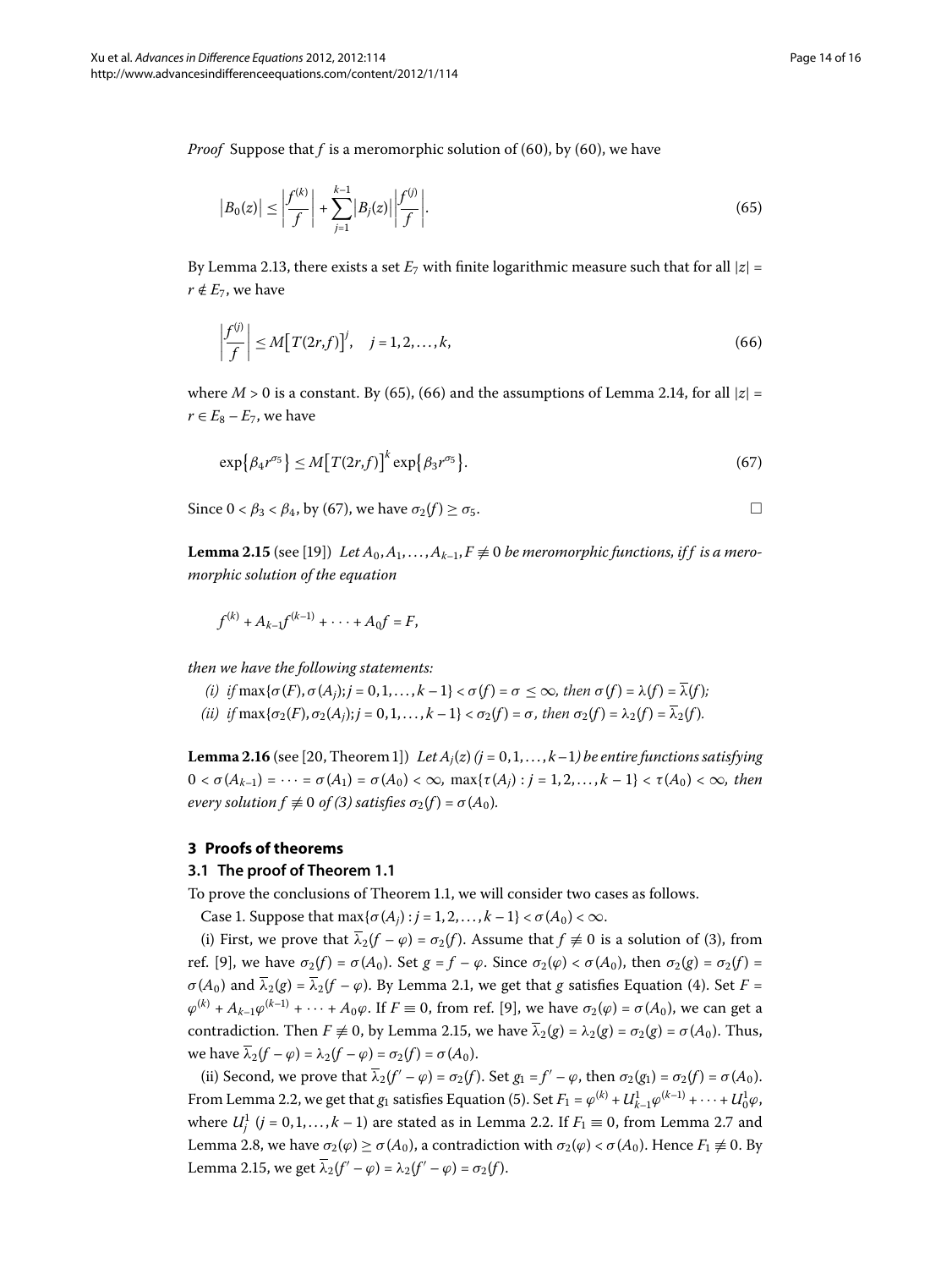*Proof* Suppose that $f$ is a meromorphic solution of (60), by (60), we have

$$\left|B_0(z)\right| \leq \left|\frac{f^{(k)}}{f}\right| + \sum_{j=1}^{k-1}\left|B_j(z)\right|\left|\frac{f^{(j)}}{f}\right|. \tag{65}$$

By Lemma 2.13, there exists a set $E_7$ with finite logarithmic measure such that for all $|z| = r \notin E_7$, we have

$$\left|\frac{f^{(j)}}{f}\right| \leq M\big[T(2r,f)\big]^j, \quad j = 1,2,\ldots,k, \tag{66}$$

where $M > 0$ is a constant. By (65), (66) and the assumptions of Lemma 2.14, for all $|z| = r \in E_8 - E_7$, we have

$$\exp\{\beta_4 r^{\sigma_5}\} \leq M\big[T(2r,f)\big]^k \exp\{\beta_3 r^{\sigma_5}\}. \tag{67}$$

Since $0 < \beta_3 < \beta_4$, by (67), we have $\sigma_2(f) \geq \sigma_5$. □

**Lemma 2.15** (see [19]) *Let $A_0, A_1, \ldots, A_{k-1}, F \not\equiv 0$ be meromorphic functions, if $f$ is a meromorphic solution of the equation*

$$f^{(k)} + A_{k-1}f^{(k-1)} + \cdots + A_0 f = F,$$

*then we have the following statements:*

*(i) if $\max\{\sigma(F), \sigma(A_j); j = 0,1,\ldots,k-1\} < \sigma(f) = \sigma \leq \infty$, then $\sigma(f) = \lambda(f) = \overline{\lambda}(f)$;*

*(ii) if $\max\{\sigma_2(F), \sigma_2(A_j); j = 0,1,\ldots,k-1\} < \sigma_2(f) = \sigma$, then $\sigma_2(f) = \lambda_2(f) = \overline{\lambda}_2(f)$.*

**Lemma 2.16** (see [20, Theorem 1]) *Let $A_j(z)$ $(j = 0,1,\ldots,k-1)$ be entire functions satisfying $0 < \sigma(A_{k-1}) = \cdots = \sigma(A_1) = \sigma(A_0) < \infty$, $\max\{\tau(A_j) : j = 1,2,\ldots,k-1\} < \tau(A_0) < \infty$, then every solution $f \not\equiv 0$ of (3) satisfies $\sigma_2(f) = \sigma(A_0)$.*

## 3 Proofs of theorems

### 3.1 The proof of Theorem 1.1

To prove the conclusions of Theorem 1.1, we will consider two cases as follows.

Case 1. Suppose that $\max\{\sigma(A_j) : j = 1,2,\ldots,k-1\} < \sigma(A_0) < \infty$.

(i) First, we prove that $\overline{\lambda}_2(f - \varphi) = \sigma_2(f)$. Assume that $f \not\equiv 0$ is a solution of (3), from ref. [9], we have $\sigma_2(f) = \sigma(A_0)$. Set $g = f - \varphi$. Since $\sigma_2(\varphi) < \sigma(A_0)$, then $\sigma_2(g) = \sigma_2(f) = \sigma(A_0)$ and $\overline{\lambda}_2(g) = \overline{\lambda}_2(f - \varphi)$. By Lemma 2.1, we get that $g$ satisfies Equation (4). Set $F = \varphi^{(k)} + A_{k-1}\varphi^{(k-1)} + \cdots + A_0\varphi$. If $F \equiv 0$, from ref. [9], we have $\sigma_2(\varphi) = \sigma(A_0)$, we can get a contradiction. Then $F \not\equiv 0$, by Lemma 2.15, we have $\overline{\lambda}_2(g) = \lambda_2(g) = \sigma_2(g) = \sigma(A_0)$. Thus, we have $\overline{\lambda}_2(f - \varphi) = \lambda_2(f - \varphi) = \sigma_2(f) = \sigma(A_0)$.

(ii) Second, we prove that $\overline{\lambda}_2(f' - \varphi) = \sigma_2(f)$. Set $g_1 = f' - \varphi$, then $\sigma_2(g_1) = \sigma_2(f) = \sigma(A_0)$. From Lemma 2.2, we get that $g_1$ satisfies Equation (5). Set $F_1 = \varphi^{(k)} + U^1_{k-1}\varphi^{(k-1)} + \cdots + U^1_0\varphi$, where $U^1_j$ $(j = 0,1,\ldots,k-1)$ are stated as in Lemma 2.2. If $F_1 \equiv 0$, from Lemma 2.7 and Lemma 2.8, we have $\sigma_2(\varphi) \geq \sigma(A_0)$, a contradiction with $\sigma_2(\varphi) < \sigma(A_0)$. Hence $F_1 \not\equiv 0$. By Lemma 2.15, we get $\overline{\lambda}_2(f' - \varphi) = \lambda_2(f' - \varphi) = \sigma_2(f)$.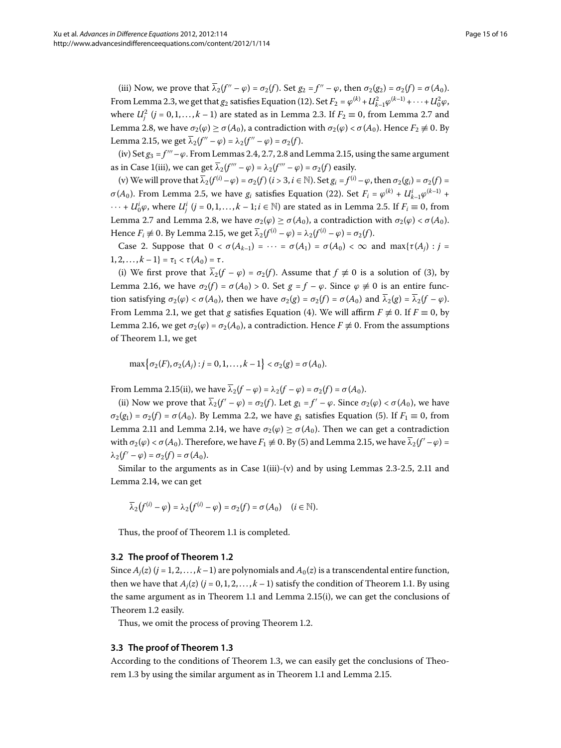(iii) Now, we prove that $\overline{\lambda}_2(f'' - \varphi) = \sigma_2(f)$. Set $g_2 = f'' - \varphi$, then $\sigma_2(g_2) = \sigma_2(f) = \sigma(A_0)$. From Lemma 2.3, we get that $g_2$ satisfies Equation (12). Set $F_2 = \varphi^{(k)} + U_{k-1}^2\varphi^{(k-1)} + \cdots + U_0^2\varphi$, where $U_j^2$ $(j = 0, 1, \ldots, k-1)$ are stated as in Lemma 2.3. If $F_2 \equiv 0$, from Lemma 2.7 and Lemma 2.8, we have $\sigma_2(\varphi) \geq \sigma(A_0)$, a contradiction with $\sigma_2(\varphi) < \sigma(A_0)$. Hence $F_2 \not\equiv 0$. By Lemma 2.15, we get $\overline{\lambda}_2(f'' - \varphi) = \lambda_2(f'' - \varphi) = \sigma_2(f)$.

(iv) Set $g_3 = f''' - \varphi$. From Lemmas 2.4, 2.7, 2.8 and Lemma 2.15, using the same argument as in Case 1(iii), we can get $\overline{\lambda}_2(f''' - \varphi) = \lambda_2(f''' - \varphi) = \sigma_2(f)$ easily.

(v) We will prove that $\overline{\lambda}_2(f^{(i)} - \varphi) = \sigma_2(f)$ $(i > 3, i \in \mathbb{N})$. Set $g_i = f^{(i)} - \varphi$, then $\sigma_2(g_i) = \sigma_2(f) = \sigma(A_0)$. From Lemma 2.5, we have $g_i$ satisfies Equation (22). Set $F_i = \varphi^{(k)} + U_{k-1}^i\varphi^{(k-1)} + \cdots + U_0^i\varphi$, where $U_j^i$ $(j = 0, 1, \ldots, k-1; i \in \mathbb{N})$ are stated as in Lemma 2.5. If $F_i \equiv 0$, from Lemma 2.7 and Lemma 2.8, we have $\sigma_2(\varphi) \geq \sigma(A_0)$, a contradiction with $\sigma_2(\varphi) < \sigma(A_0)$. Hence $F_i \not\equiv 0$. By Lemma 2.15, we get $\overline{\lambda}_2(f^{(i)} - \varphi) = \lambda_2(f^{(i)} - \varphi) = \sigma_2(f)$.

Case 2. Suppose that $0 < \sigma(A_{k-1}) = \cdots = \sigma(A_1) = \sigma(A_0) < \infty$ and $\max\{\tau(A_j) : j = 1, 2, \ldots, k-1\} = \tau_1 < \tau(A_0) = \tau$.

(i) We first prove that $\overline{\lambda}_2(f - \varphi) = \sigma_2(f)$. Assume that $f \not\equiv 0$ is a solution of (3), by Lemma 2.16, we have $\sigma_2(f) = \sigma(A_0) > 0$. Set $g = f - \varphi$. Since $\varphi \not\equiv 0$ is an entire function satisfying $\sigma_2(\varphi) < \sigma(A_0)$, then we have $\sigma_2(g) = \sigma_2(f) = \sigma(A_0)$ and $\overline{\lambda}_2(g) = \overline{\lambda}_2(f - \varphi)$. From Lemma 2.1, we get that $g$ satisfies Equation (4). We will affirm $F \not\equiv 0$. If $F \equiv 0$, by Lemma 2.16, we get $\sigma_2(\varphi) = \sigma_2(A_0)$, a contradiction. Hence $F \not\equiv 0$. From the assumptions of Theorem 1.1, we get

$$\max\{\sigma_2(F), \sigma_2(A_j) : j = 0, 1, \ldots, k-1\} < \sigma_2(g) = \sigma(A_0).$$

From Lemma 2.15(ii), we have $\overline{\lambda}_2(f - \varphi) = \lambda_2(f - \varphi) = \sigma_2(f) = \sigma(A_0)$.

(ii) Now we prove that $\overline{\lambda}_2(f' - \varphi) = \sigma_2(f)$. Let $g_1 = f' - \varphi$. Since $\sigma_2(\varphi) < \sigma(A_0)$, we have $\sigma_2(g_1) = \sigma_2(f) = \sigma(A_0)$. By Lemma 2.2, we have $g_1$ satisfies Equation (5). If $F_1 \equiv 0$, from Lemma 2.11 and Lemma 2.14, we have $\sigma_2(\varphi) \geq \sigma(A_0)$. Then we can get a contradiction with $\sigma_2(\varphi) < \sigma(A_0)$. Therefore, we have $F_1 \not\equiv 0$. By (5) and Lemma 2.15, we have $\overline{\lambda}_2(f' - \varphi) = \lambda_2(f' - \varphi) = \sigma_2(f) = \sigma(A_0)$.

Similar to the arguments as in Case 1(iii)-(v) and by using Lemmas 2.3-2.5, 2.11 and Lemma 2.14, we can get

$$\overline{\lambda}_2(f^{(i)} - \varphi) = \lambda_2(f^{(i)} - \varphi) = \sigma_2(f) = \sigma(A_0) \quad (i \in \mathbb{N}).$$

Thus, the proof of Theorem 1.1 is completed.

### 3.2 The proof of Theorem 1.2

Since $A_j(z)$ $(j = 1, 2, \ldots, k-1)$ are polynomials and $A_0(z)$ is a transcendental entire function, then we have that $A_j(z)$ $(j = 0, 1, 2, \ldots, k-1)$ satisfy the condition of Theorem 1.1. By using the same argument as in Theorem 1.1 and Lemma 2.15(i), we can get the conclusions of Theorem 1.2 easily.

Thus, we omit the process of proving Theorem 1.2.

### 3.3 The proof of Theorem 1.3

According to the conditions of Theorem 1.3, we can easily get the conclusions of Theorem 1.3 by using the similar argument as in Theorem 1.1 and Lemma 2.15.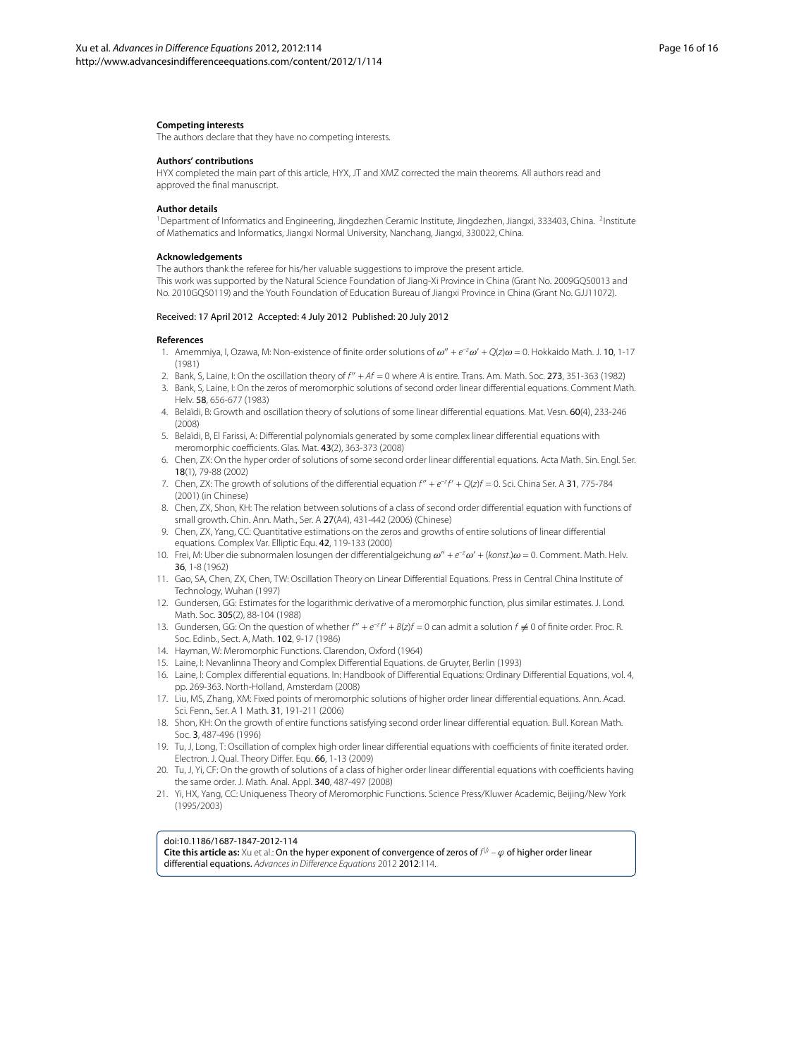**Competing interests**

The authors declare that they have no competing interests.

**Authors' contributions**

HYX completed the main part of this article, HYX, JT and XMZ corrected the main theorems. All authors read and approved the final manuscript.

**Author details**

[1]Department of Informatics and Engineering, Jingdezhen Ceramic Institute, Jingdezhen, Jiangxi, 333403, China. [2]Institute of Mathematics and Informatics, Jiangxi Normal University, Nanchang, Jiangxi, 330022, China.

**Acknowledgements**

The authors thank the referee for his/her valuable suggestions to improve the present article.
This work was supported by the Natural Science Foundation of Jiang-Xi Province in China (Grant No. 2009GQS0013 and No. 2010GQS0119) and the Youth Foundation of Education Bureau of Jiangxi Province in China (Grant No. GJJ11072).

Received: 17 April 2012 Accepted: 4 July 2012 Published: 20 July 2012

**References**

1. Amemmiya, I, Ozawa, M: Non-existence of finite order solutions of $\omega'' + e^{-z}\omega' + Q(z)\omega = 0$. Hokkaido Math. J. **10**, 1-17 (1981)
2. Bank, S, Laine, I: On the oscillation theory of $f'' + Af = 0$ where $A$ is entire. Trans. Am. Math. Soc. **273**, 351-363 (1982)
3. Bank, S, Laine, I: On the zeros of meromorphic solutions of second order linear differential equations. Comment Math. Helv. **58**, 656-677 (1983)
4. Belaïdi, B: Growth and oscillation theory of solutions of some linear differential equations. Mat. Vesn. **60**(4), 233-246 (2008)
5. Belaïdi, B, El Farissi, A: Differential polynomials generated by some complex linear differential equations with meromorphic coefficients. Glas. Mat. **43**(2), 363-373 (2008)
6. Chen, ZX: On the hyper order of solutions of some second order linear differential equations. Acta Math. Sin. Engl. Ser. **18**(1), 79-88 (2002)
7. Chen, ZX: The growth of solutions of the differential equation $f'' + e^{-z}f' + Q(z)f = 0$. Sci. China Ser. A **31**, 775-784 (2001) (in Chinese)
8. Chen, ZX, Shon, KH: The relation between solutions of a class of second order differential equation with functions of small growth. Chin. Ann. Math., Ser. A **27**(A4), 431-442 (2006) (Chinese)
9. Chen, ZX, Yang, CC: Quantitative estimations on the zeros and growths of entire solutions of linear differential equations. Complex Var. Elliptic Equ. **42**, 119-133 (2000)
10. Frei, M: Uber die subnormalen losungen der differentialgeichung $\omega'' + e^{-z}\omega' + (konst.)\omega = 0$. Comment. Math. Helv. **36**, 1-8 (1962)
11. Gao, SA, Chen, ZX, Chen, TW: Oscillation Theory on Linear Differential Equations. Press in Central China Institute of Technology, Wuhan (1997)
12. Gundersen, GG: Estimates for the logarithmic derivative of a meromorphic function, plus similar estimates. J. Lond. Math. Soc. **305**(2), 88-104 (1988)
13. Gundersen, GG: On the question of whether $f'' + e^{-z}f' + B(z)f = 0$ can admit a solution $f \not\equiv 0$ of finite order. Proc. R. Soc. Edinb., Sect. A, Math. **102**, 9-17 (1986)
14. Hayman, W: Meromorphic Functions. Clarendon, Oxford (1964)
15. Laine, I: Nevanlinna Theory and Complex Differential Equations. de Gruyter, Berlin (1993)
16. Laine, I: Complex differential equations. In: Handbook of Differential Equations: Ordinary Differential Equations, vol. 4, pp. 269-363. North-Holland, Amsterdam (2008)
17. Liu, MS, Zhang, XM: Fixed points of meromorphic solutions of higher order linear differential equations. Ann. Acad. Sci. Fenn., Ser. A 1 Math. **31**, 191-211 (2006)
18. Shon, KH: On the growth of entire functions satisfying second order linear differential equation. Bull. Korean Math. Soc. **3**, 487-496 (1996)
19. Tu, J, Long, T: Oscillation of complex high order linear differential equations with coefficients of finite iterated order. Electron. J. Qual. Theory Differ. Equ. **66**, 1-13 (2009)
20. Tu, J, Yi, CF: On the growth of solutions of a class of higher order linear differential equations with coefficients having the same order. J. Math. Anal. Appl. **340**, 487-497 (2008)
21. Yi, HX, Yang, CC: Uniqueness Theory of Meromorphic Functions. Science Press/Kluwer Academic, Beijing/New York (1995/2003)

doi:10.1186/1687-1847-2012-114
**Cite this article as:** Xu et al.: On the hyper exponent of convergence of zeros of $f^{(j)} - \varphi$ of higher order linear differential equations. *Advances in Difference Equations* 2012 **2012**:114.